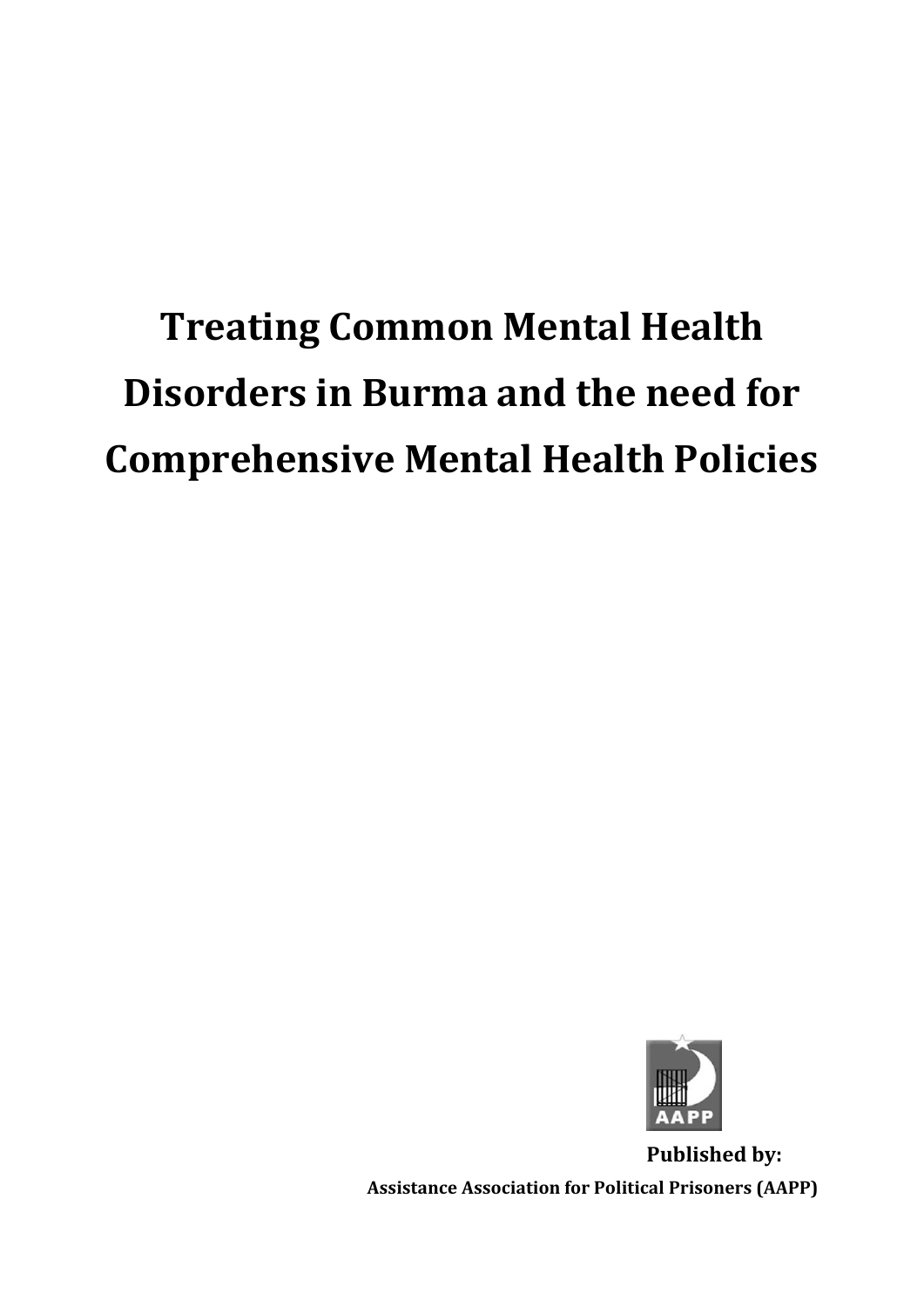# Treating Common Mental Health Disorders in Burma and the need for Comprehensive Mental Health Policies

AAPP

**Published by:**

**Assistance Association for Political Prisoners (AAPP)**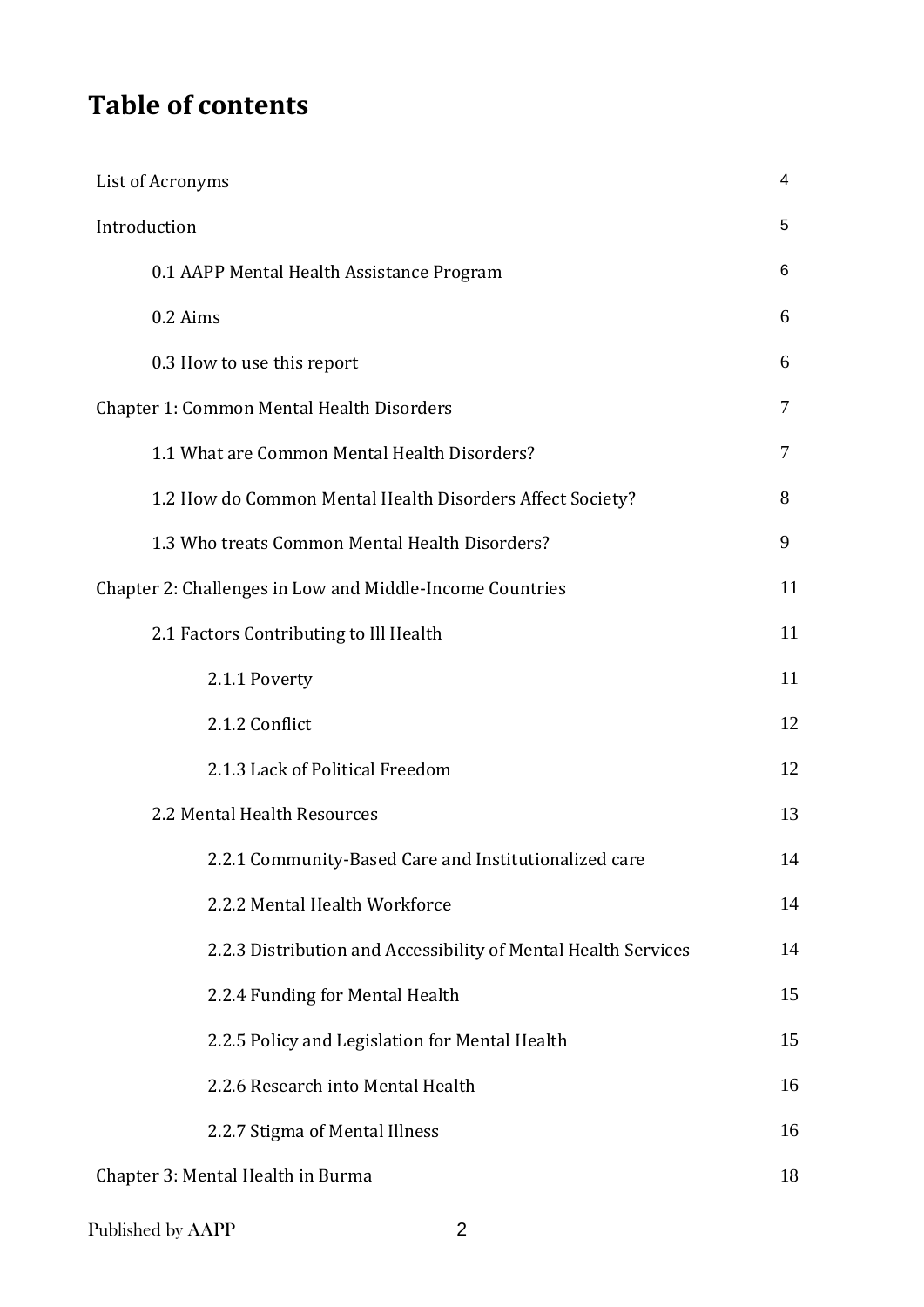# Table of contents

| | |
|---|---|
| List of Acronyms | 4 |
| Introduction | 5 |
| 0.1 AAPP Mental Health Assistance Program | 6 |
| 0.2 Aims | 6 |
| 0.3 How to use this report | 6 |
| Chapter 1: Common Mental Health Disorders | 7 |
| 1.1 What are Common Mental Health Disorders? | 7 |
| 1.2 How do Common Mental Health Disorders Affect Society? | 8 |
| 1.3 Who treats Common Mental Health Disorders? | 9 |
| Chapter 2: Challenges in Low and Middle-Income Countries | 11 |
| 2.1 Factors Contributing to Ill Health | 11 |
| 2.1.1 Poverty | 11 |
| 2.1.2 Conflict | 12 |
| 2.1.3 Lack of Political Freedom | 12 |
| 2.2 Mental Health Resources | 13 |
| 2.2.1 Community-Based Care and Institutionalized care | 14 |
| 2.2.2 Mental Health Workforce | 14 |
| 2.2.3 Distribution and Accessibility of Mental Health Services | 14 |
| 2.2.4 Funding for Mental Health | 15 |
| 2.2.5 Policy and Legislation for Mental Health | 15 |
| 2.2.6 Research into Mental Health | 16 |
| 2.2.7 Stigma of Mental Illness | 16 |
| Chapter 3: Mental Health in Burma | 18 |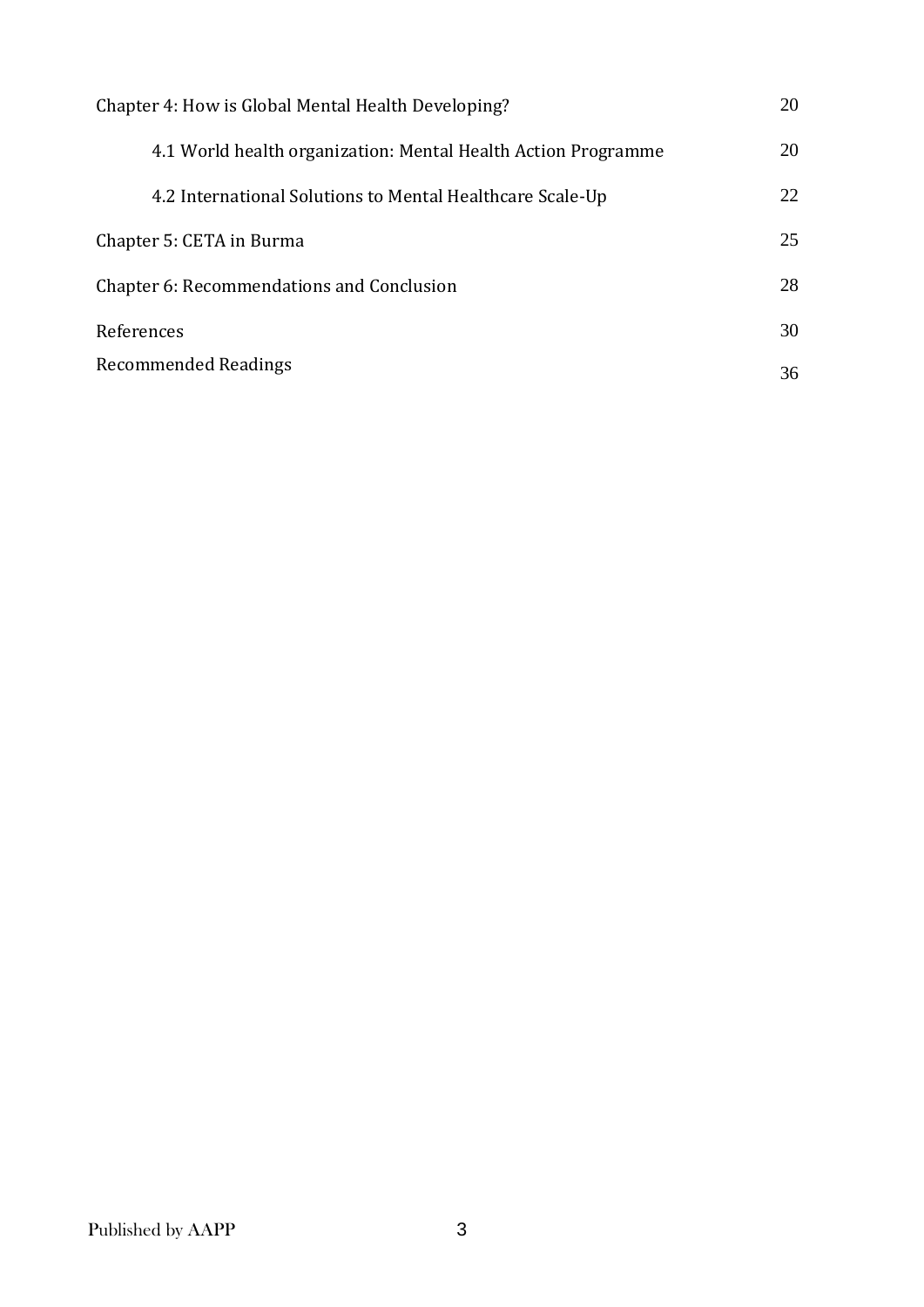| | |
|---|---|
| Chapter 4: How is Global Mental Health Developing? | 20 |
| 4.1 World health organization: Mental Health Action Programme | 20 |
| 4.2 International Solutions to Mental Healthcare Scale-Up | 22 |
| Chapter 5: CETA in Burma | 25 |
| Chapter 6: Recommendations and Conclusion | 28 |
| References | 30 |
| Recommended Readings | 36 |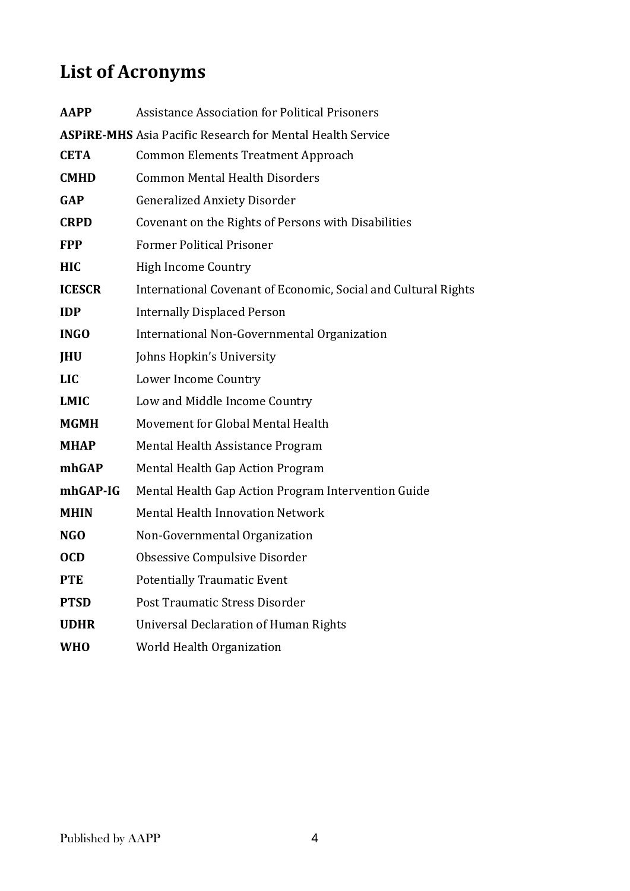## List of Acronyms

| | |
|---|---|
| **AAPP** | Assistance Association for Political Prisoners |
| **ASPiRE-MHS** | Asia Pacific Research for Mental Health Service |
| **CETA** | Common Elements Treatment Approach |
| **CMHD** | Common Mental Health Disorders |
| **GAP** | Generalized Anxiety Disorder |
| **CRPD** | Covenant on the Rights of Persons with Disabilities |
| **FPP** | Former Political Prisoner |
| **HIC** | High Income Country |
| **ICESCR** | International Covenant of Economic, Social and Cultural Rights |
| **IDP** | Internally Displaced Person |
| **INGO** | International Non-Governmental Organization |
| **JHU** | Johns Hopkin's University |
| **LIC** | Lower Income Country |
| **LMIC** | Low and Middle Income Country |
| **MGMH** | Movement for Global Mental Health |
| **MHAP** | Mental Health Assistance Program |
| **mhGAP** | Mental Health Gap Action Program |
| **mhGAP-IG** | Mental Health Gap Action Program Intervention Guide |
| **MHIN** | Mental Health Innovation Network |
| **NGO** | Non-Governmental Organization |
| **OCD** | Obsessive Compulsive Disorder |
| **PTE** | Potentially Traumatic Event |
| **PTSD** | Post Traumatic Stress Disorder |
| **UDHR** | Universal Declaration of Human Rights |
| **WHO** | World Health Organization |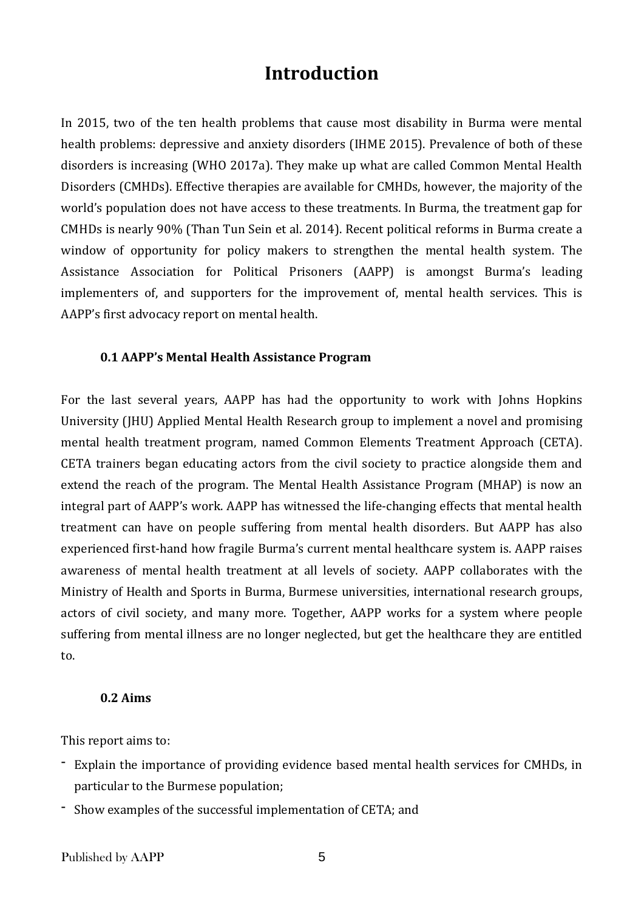# Introduction

In 2015, two of the ten health problems that cause most disability in Burma were mental health problems: depressive and anxiety disorders (IHME 2015). Prevalence of both of these disorders is increasing (WHO 2017a). They make up what are called Common Mental Health Disorders (CMHDs). Effective therapies are available for CMHDs, however, the majority of the world's population does not have access to these treatments. In Burma, the treatment gap for CMHDs is nearly 90% (Than Tun Sein et al. 2014). Recent political reforms in Burma create a window of opportunity for policy makers to strengthen the mental health system. The Assistance Association for Political Prisoners (AAPP) is amongst Burma's leading implementers of, and supporters for the improvement of, mental health services. This is AAPP's first advocacy report on mental health.

### 0.1 AAPP's Mental Health Assistance Program

For the last several years, AAPP has had the opportunity to work with Johns Hopkins University (JHU) Applied Mental Health Research group to implement a novel and promising mental health treatment program, named Common Elements Treatment Approach (CETA). CETA trainers began educating actors from the civil society to practice alongside them and extend the reach of the program. The Mental Health Assistance Program (MHAP) is now an integral part of AAPP's work. AAPP has witnessed the life-changing effects that mental health treatment can have on people suffering from mental health disorders. But AAPP has also experienced first-hand how fragile Burma's current mental healthcare system is. AAPP raises awareness of mental health treatment at all levels of society. AAPP collaborates with the Ministry of Health and Sports in Burma, Burmese universities, international research groups, actors of civil society, and many more. Together, AAPP works for a system where people suffering from mental illness are no longer neglected, but get the healthcare they are entitled to.

### 0.2 Aims

This report aims to:

- Explain the importance of providing evidence based mental health services for CMHDs, in particular to the Burmese population;
- Show examples of the successful implementation of CETA; and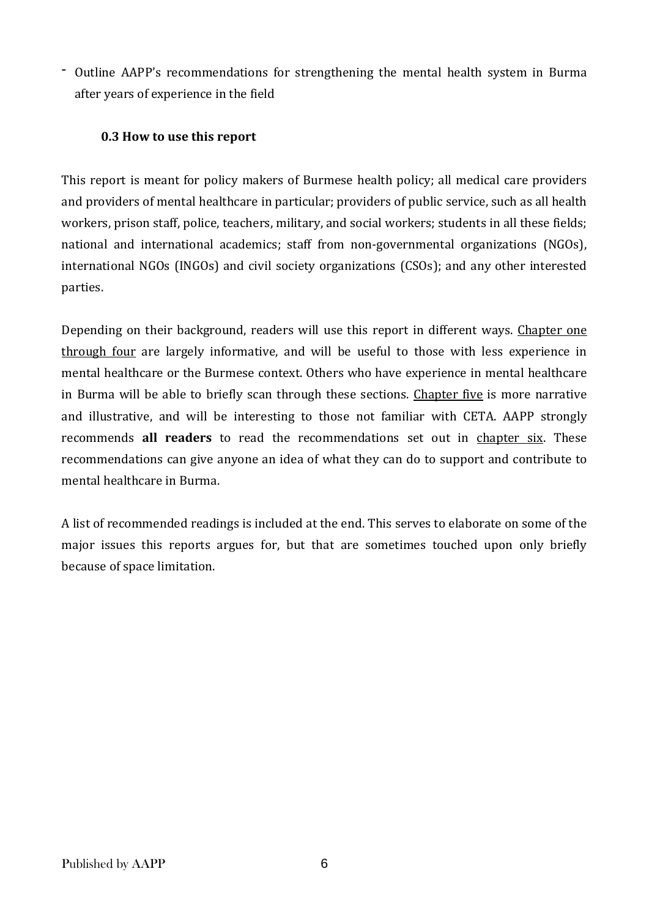- Outline AAPP's recommendations for strengthening the mental health system in Burma after years of experience in the field

### 0.3 How to use this report

This report is meant for policy makers of Burmese health policy; all medical care providers and providers of mental healthcare in particular; providers of public service, such as all health workers, prison staff, police, teachers, military, and social workers; students in all these fields; national and international academics; staff from non-governmental organizations (NGOs), international NGOs (INGOs) and civil society organizations (CSOs); and any other interested parties.

Depending on their background, readers will use this report in different ways. Chapter one through four are largely informative, and will be useful to those with less experience in mental healthcare or the Burmese context. Others who have experience in mental healthcare in Burma will be able to briefly scan through these sections. Chapter five is more narrative and illustrative, and will be interesting to those not familiar with CETA. AAPP strongly recommends **all readers** to read the recommendations set out in chapter six. These recommendations can give anyone an idea of what they can do to support and contribute to mental healthcare in Burma.

A list of recommended readings is included at the end. This serves to elaborate on some of the major issues this reports argues for, but that are sometimes touched upon only briefly because of space limitation.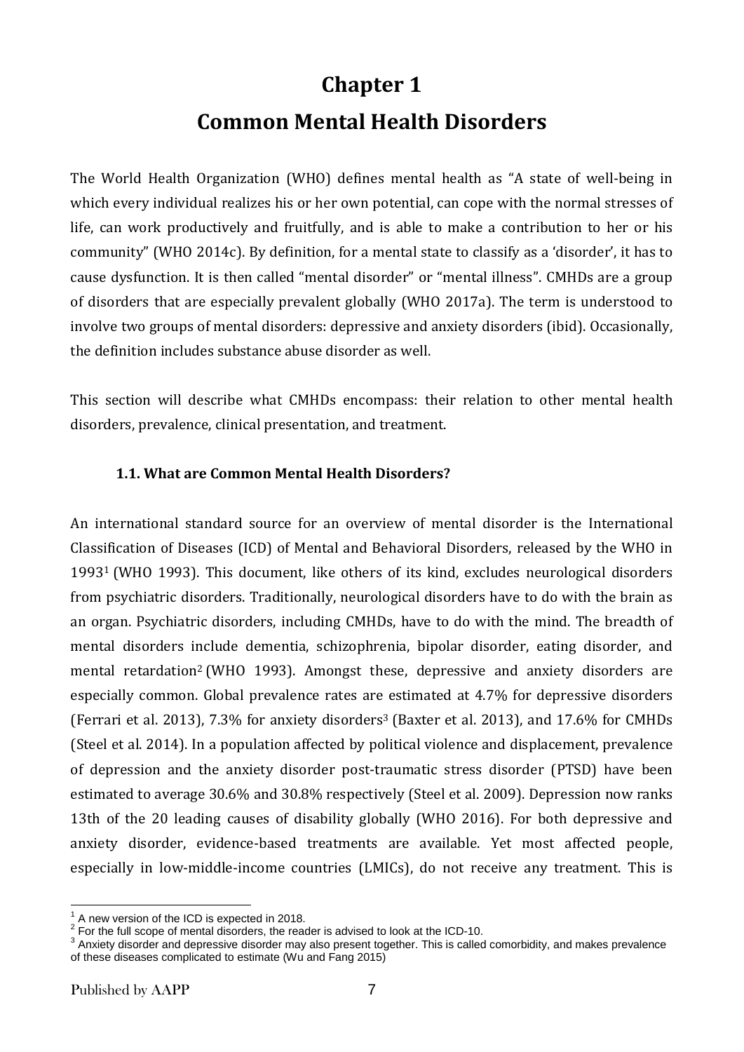# Chapter 1

# Common Mental Health Disorders

The World Health Organization (WHO) defines mental health as "A state of well-being in which every individual realizes his or her own potential, can cope with the normal stresses of life, can work productively and fruitfully, and is able to make a contribution to her or his community" (WHO 2014c). By definition, for a mental state to classify as a 'disorder', it has to cause dysfunction. It is then called "mental disorder" or "mental illness". CMHDs are a group of disorders that are especially prevalent globally (WHO 2017a). The term is understood to involve two groups of mental disorders: depressive and anxiety disorders (ibid). Occasionally, the definition includes substance abuse disorder as well.

This section will describe what CMHDs encompass: their relation to other mental health disorders, prevalence, clinical presentation, and treatment.

### 1.1. What are Common Mental Health Disorders?

An international standard source for an overview of mental disorder is the International Classification of Diseases (ICD) of Mental and Behavioral Disorders, released by the WHO in 1993[1] (WHO 1993). This document, like others of its kind, excludes neurological disorders from psychiatric disorders. Traditionally, neurological disorders have to do with the brain as an organ. Psychiatric disorders, including CMHDs, have to do with the mind. The breadth of mental disorders include dementia, schizophrenia, bipolar disorder, eating disorder, and mental retardation[2] (WHO 1993). Amongst these, depressive and anxiety disorders are especially common. Global prevalence rates are estimated at 4.7% for depressive disorders (Ferrari et al. 2013), 7.3% for anxiety disorders[3] (Baxter et al. 2013), and 17.6% for CMHDs (Steel et al. 2014). In a population affected by political violence and displacement, prevalence of depression and the anxiety disorder post-traumatic stress disorder (PTSD) have been estimated to average 30.6% and 30.8% respectively (Steel et al. 2009). Depression now ranks 13th of the 20 leading causes of disability globally (WHO 2016). For both depressive and anxiety disorder, evidence-based treatments are available. Yet most affected people, especially in low-middle-income countries (LMICs), do not receive any treatment. This is

[1] A new version of the ICD is expected in 2018.

[2] For the full scope of mental disorders, the reader is advised to look at the ICD-10.

[3] Anxiety disorder and depressive disorder may also present together. This is called comorbidity, and makes prevalence of these diseases complicated to estimate (Wu and Fang 2015)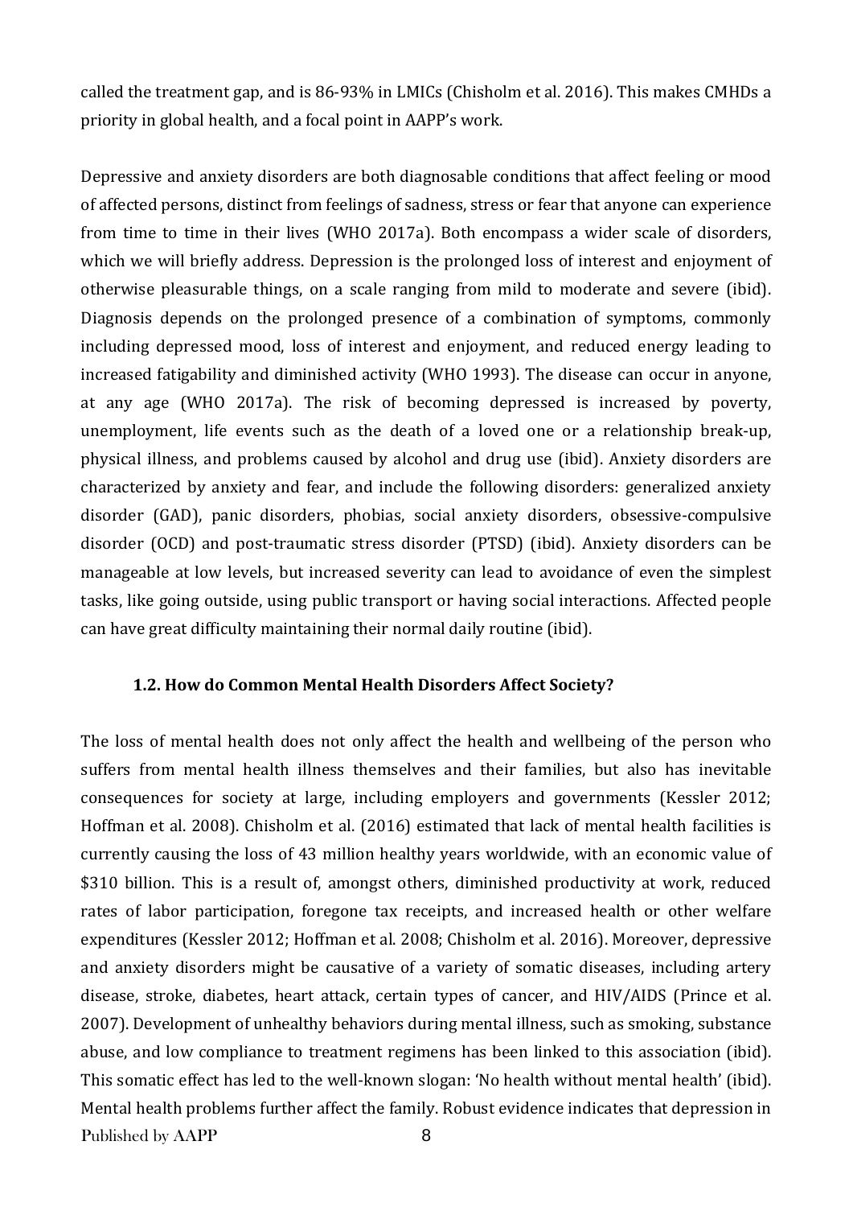called the treatment gap, and is 86-93% in LMICs (Chisholm et al. 2016). This makes CMHDs a priority in global health, and a focal point in AAPP's work.

Depressive and anxiety disorders are both diagnosable conditions that affect feeling or mood of affected persons, distinct from feelings of sadness, stress or fear that anyone can experience from time to time in their lives (WHO 2017a). Both encompass a wider scale of disorders, which we will briefly address. Depression is the prolonged loss of interest and enjoyment of otherwise pleasurable things, on a scale ranging from mild to moderate and severe (ibid). Diagnosis depends on the prolonged presence of a combination of symptoms, commonly including depressed mood, loss of interest and enjoyment, and reduced energy leading to increased fatigability and diminished activity (WHO 1993). The disease can occur in anyone, at any age (WHO 2017a). The risk of becoming depressed is increased by poverty, unemployment, life events such as the death of a loved one or a relationship break-up, physical illness, and problems caused by alcohol and drug use (ibid). Anxiety disorders are characterized by anxiety and fear, and include the following disorders: generalized anxiety disorder (GAD), panic disorders, phobias, social anxiety disorders, obsessive-compulsive disorder (OCD) and post-traumatic stress disorder (PTSD) (ibid). Anxiety disorders can be manageable at low levels, but increased severity can lead to avoidance of even the simplest tasks, like going outside, using public transport or having social interactions. Affected people can have great difficulty maintaining their normal daily routine (ibid).

### 1.2. How do Common Mental Health Disorders Affect Society?

The loss of mental health does not only affect the health and wellbeing of the person who suffers from mental health illness themselves and their families, but also has inevitable consequences for society at large, including employers and governments (Kessler 2012; Hoffman et al. 2008). Chisholm et al. (2016) estimated that lack of mental health facilities is currently causing the loss of 43 million healthy years worldwide, with an economic value of $310 billion. This is a result of, amongst others, diminished productivity at work, reduced rates of labor participation, foregone tax receipts, and increased health or other welfare expenditures (Kessler 2012; Hoffman et al. 2008; Chisholm et al. 2016). Moreover, depressive and anxiety disorders might be causative of a variety of somatic diseases, including artery disease, stroke, diabetes, heart attack, certain types of cancer, and HIV/AIDS (Prince et al. 2007). Development of unhealthy behaviors during mental illness, such as smoking, substance abuse, and low compliance to treatment regimens has been linked to this association (ibid). This somatic effect has led to the well-known slogan: 'No health without mental health' (ibid). Mental health problems further affect the family. Robust evidence indicates that depression in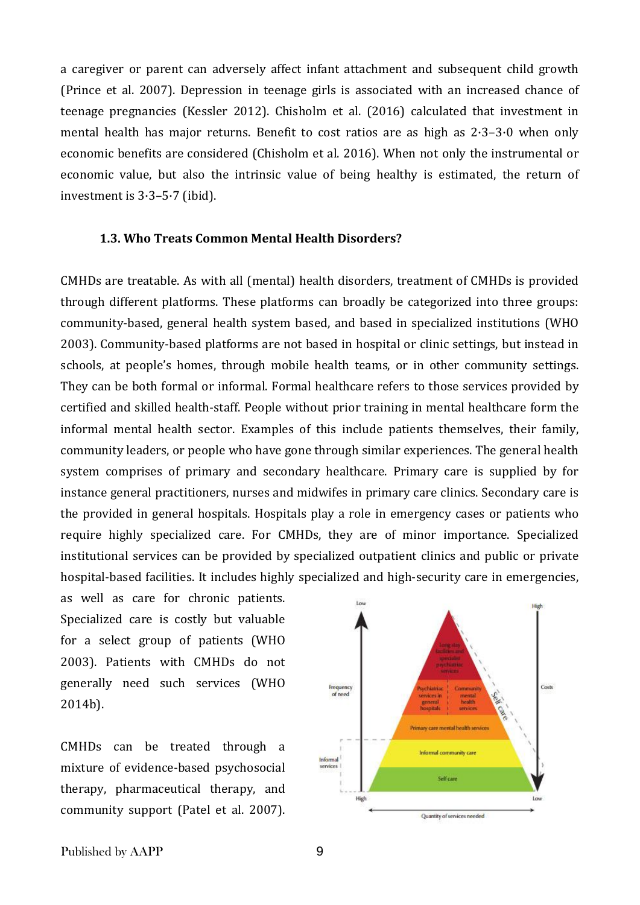a caregiver or parent can adversely affect infant attachment and subsequent child growth (Prince et al. 2007). Depression in teenage girls is associated with an increased chance of teenage pregnancies (Kessler 2012). Chisholm et al. (2016) calculated that investment in mental health has major returns. Benefit to cost ratios are as high as 2·3–3·0 when only economic benefits are considered (Chisholm et al. 2016). When not only the instrumental or economic value, but also the intrinsic value of being healthy is estimated, the return of investment is 3·3–5·7 (ibid).

### 1.3. Who Treats Common Mental Health Disorders?

CMHDs are treatable. As with all (mental) health disorders, treatment of CMHDs is provided through different platforms. These platforms can broadly be categorized into three groups: community-based, general health system based, and based in specialized institutions (WHO 2003). Community-based platforms are not based in hospital or clinic settings, but instead in schools, at people's homes, through mobile health teams, or in other community settings. They can be both formal or informal. Formal healthcare refers to those services provided by certified and skilled health-staff. People without prior training in mental healthcare form the informal mental health sector. Examples of this include patients themselves, their family, community leaders, or people who have gone through similar experiences. The general health system comprises of primary and secondary healthcare. Primary care is supplied by for instance general practitioners, nurses and midwifes in primary care clinics. Secondary care is the provided in general hospitals. Hospitals play a role in emergency cases or patients who require highly specialized care. For CMHDs, they are of minor importance. Specialized institutional services can be provided by specialized outpatient clinics and public or private hospital-based facilities. It includes highly specialized and high-security care in emergencies, as well as care for chronic patients. Specialized care is costly but valuable for a select group of patients (WHO 2003). Patients with CMHDs do not generally need such services (WHO 2014b).

CMHDs can be treated through a mixture of evidence-based psychosocial therapy, pharmaceutical therapy, and community support (Patel et al. 2007).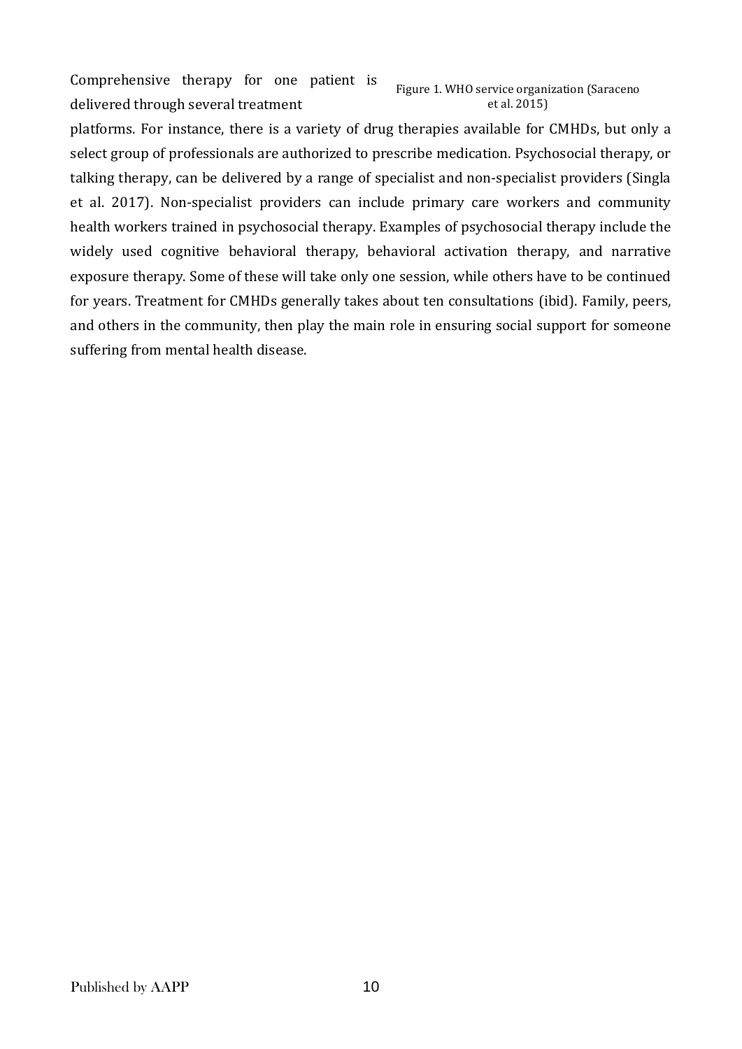Comprehensive therapy for one patient is delivered through several treatment platforms. For instance, there is a variety of drug therapies available for CMHDs, but only a select group of professionals are authorized to prescribe medication. Psychosocial therapy, or talking therapy, can be delivered by a range of specialist and non-specialist providers (Singla et al. 2017). Non-specialist providers can include primary care workers and community health workers trained in psychosocial therapy. Examples of psychosocial therapy include the widely used cognitive behavioral therapy, behavioral activation therapy, and narrative exposure therapy. Some of these will take only one session, while others have to be continued for years. Treatment for CMHDs generally takes about ten consultations (ibid). Family, peers, and others in the community, then play the main role in ensuring social support for someone suffering from mental health disease.

Figure 1. WHO service organization (Saraceno et al. 2015)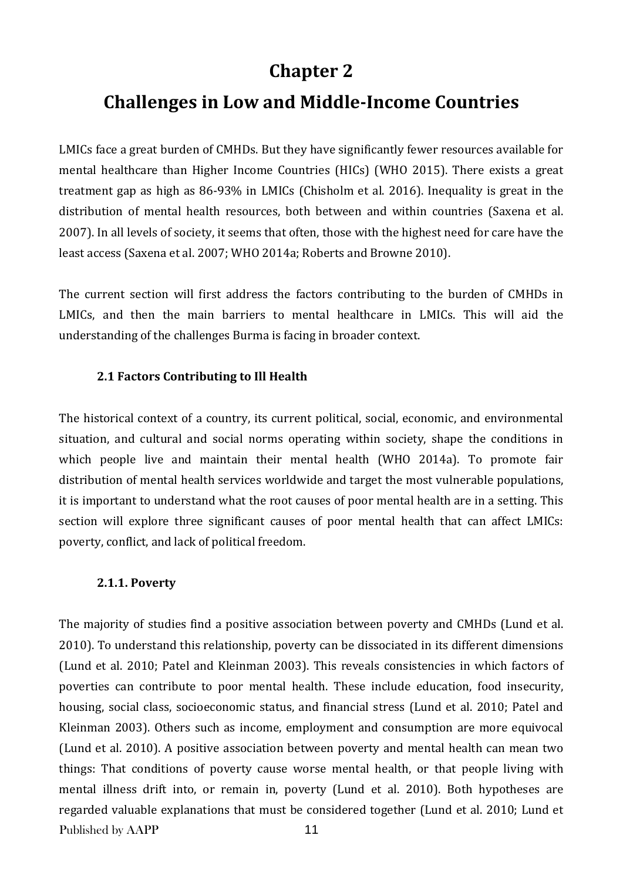# Chapter 2

# Challenges in Low and Middle-Income Countries

LMICs face a great burden of CMHDs. But they have significantly fewer resources available for mental healthcare than Higher Income Countries (HICs) (WHO 2015). There exists a great treatment gap as high as 86-93% in LMICs (Chisholm et al. 2016). Inequality is great in the distribution of mental health resources, both between and within countries (Saxena et al. 2007). In all levels of society, it seems that often, those with the highest need for care have the least access (Saxena et al. 2007; WHO 2014a; Roberts and Browne 2010).

The current section will first address the factors contributing to the burden of CMHDs in LMICs, and then the main barriers to mental healthcare in LMICs. This will aid the understanding of the challenges Burma is facing in broader context.

### 2.1 Factors Contributing to Ill Health

The historical context of a country, its current political, social, economic, and environmental situation, and cultural and social norms operating within society, shape the conditions in which people live and maintain their mental health (WHO 2014a). To promote fair distribution of mental health services worldwide and target the most vulnerable populations, it is important to understand what the root causes of poor mental health are in a setting. This section will explore three significant causes of poor mental health that can affect LMICs: poverty, conflict, and lack of political freedom.

#### 2.1.1. Poverty

The majority of studies find a positive association between poverty and CMHDs (Lund et al. 2010). To understand this relationship, poverty can be dissociated in its different dimensions (Lund et al. 2010; Patel and Kleinman 2003). This reveals consistencies in which factors of poverties can contribute to poor mental health. These include education, food insecurity, housing, social class, socioeconomic status, and financial stress (Lund et al. 2010; Patel and Kleinman 2003). Others such as income, employment and consumption are more equivocal (Lund et al. 2010). A positive association between poverty and mental health can mean two things: That conditions of poverty cause worse mental health, or that people living with mental illness drift into, or remain in, poverty (Lund et al. 2010). Both hypotheses are regarded valuable explanations that must be considered together (Lund et al. 2010; Lund et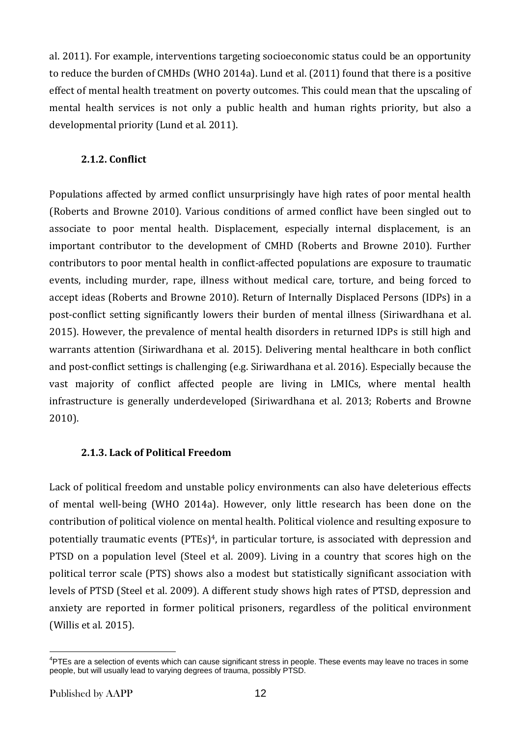al. 2011). For example, interventions targeting socioeconomic status could be an opportunity to reduce the burden of CMHDs (WHO 2014a). Lund et al. (2011) found that there is a positive effect of mental health treatment on poverty outcomes. This could mean that the upscaling of mental health services is not only a public health and human rights priority, but also a developmental priority (Lund et al. 2011).

### 2.1.2. Conflict

Populations affected by armed conflict unsurprisingly have high rates of poor mental health (Roberts and Browne 2010). Various conditions of armed conflict have been singled out to associate to poor mental health. Displacement, especially internal displacement, is an important contributor to the development of CMHD (Roberts and Browne 2010). Further contributors to poor mental health in conflict-affected populations are exposure to traumatic events, including murder, rape, illness without medical care, torture, and being forced to accept ideas (Roberts and Browne 2010). Return of Internally Displaced Persons (IDPs) in a post-conflict setting significantly lowers their burden of mental illness (Siriwardhana et al. 2015). However, the prevalence of mental health disorders in returned IDPs is still high and warrants attention (Siriwardhana et al. 2015). Delivering mental healthcare in both conflict and post-conflict settings is challenging (e.g. Siriwardhana et al. 2016). Especially because the vast majority of conflict affected people are living in LMICs, where mental health infrastructure is generally underdeveloped (Siriwardhana et al. 2013; Roberts and Browne 2010).

### 2.1.3. Lack of Political Freedom

Lack of political freedom and unstable policy environments can also have deleterious effects of mental well-being (WHO 2014a). However, only little research has been done on the contribution of political violence on mental health. Political violence and resulting exposure to potentially traumatic events (PTEs)[4], in particular torture, is associated with depression and PTSD on a population level (Steel et al. 2009). Living in a country that scores high on the political terror scale (PTS) shows also a modest but statistically significant association with levels of PTSD (Steel et al. 2009). A different study shows high rates of PTSD, depression and anxiety are reported in former political prisoners, regardless of the political environment (Willis et al. 2015).

[4]PTEs are a selection of events which can cause significant stress in people. These events may leave no traces in some people, but will usually lead to varying degrees of trauma, possibly PTSD.

Published by AAPP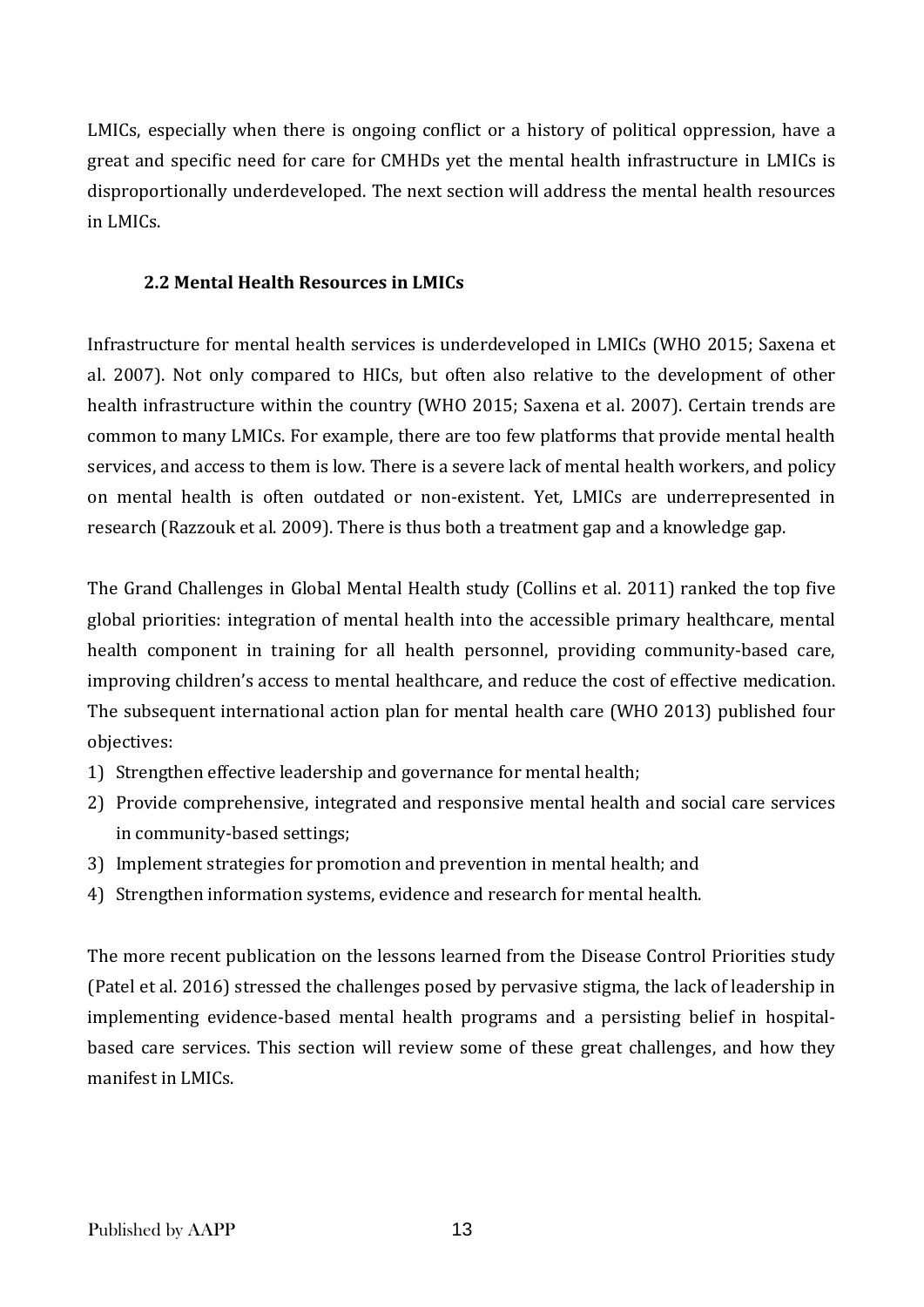LMICs, especially when there is ongoing conflict or a history of political oppression, have a great and specific need for care for CMHDs yet the mental health infrastructure in LMICs is disproportionally underdeveloped. The next section will address the mental health resources in LMICs.

### 2.2 Mental Health Resources in LMICs

Infrastructure for mental health services is underdeveloped in LMICs (WHO 2015; Saxena et al. 2007). Not only compared to HICs, but often also relative to the development of other health infrastructure within the country (WHO 2015; Saxena et al. 2007). Certain trends are common to many LMICs. For example, there are too few platforms that provide mental health services, and access to them is low. There is a severe lack of mental health workers, and policy on mental health is often outdated or non-existent. Yet, LMICs are underrepresented in research (Razzouk et al. 2009). There is thus both a treatment gap and a knowledge gap.

The Grand Challenges in Global Mental Health study (Collins et al. 2011) ranked the top five global priorities: integration of mental health into the accessible primary healthcare, mental health component in training for all health personnel, providing community-based care, improving children's access to mental healthcare, and reduce the cost of effective medication. The subsequent international action plan for mental health care (WHO 2013) published four objectives:

1) Strengthen effective leadership and governance for mental health;
2) Provide comprehensive, integrated and responsive mental health and social care services in community-based settings;
3) Implement strategies for promotion and prevention in mental health; and
4) Strengthen information systems, evidence and research for mental health.

The more recent publication on the lessons learned from the Disease Control Priorities study (Patel et al. 2016) stressed the challenges posed by pervasive stigma, the lack of leadership in implementing evidence-based mental health programs and a persisting belief in hospital-based care services. This section will review some of these great challenges, and how they manifest in LMICs.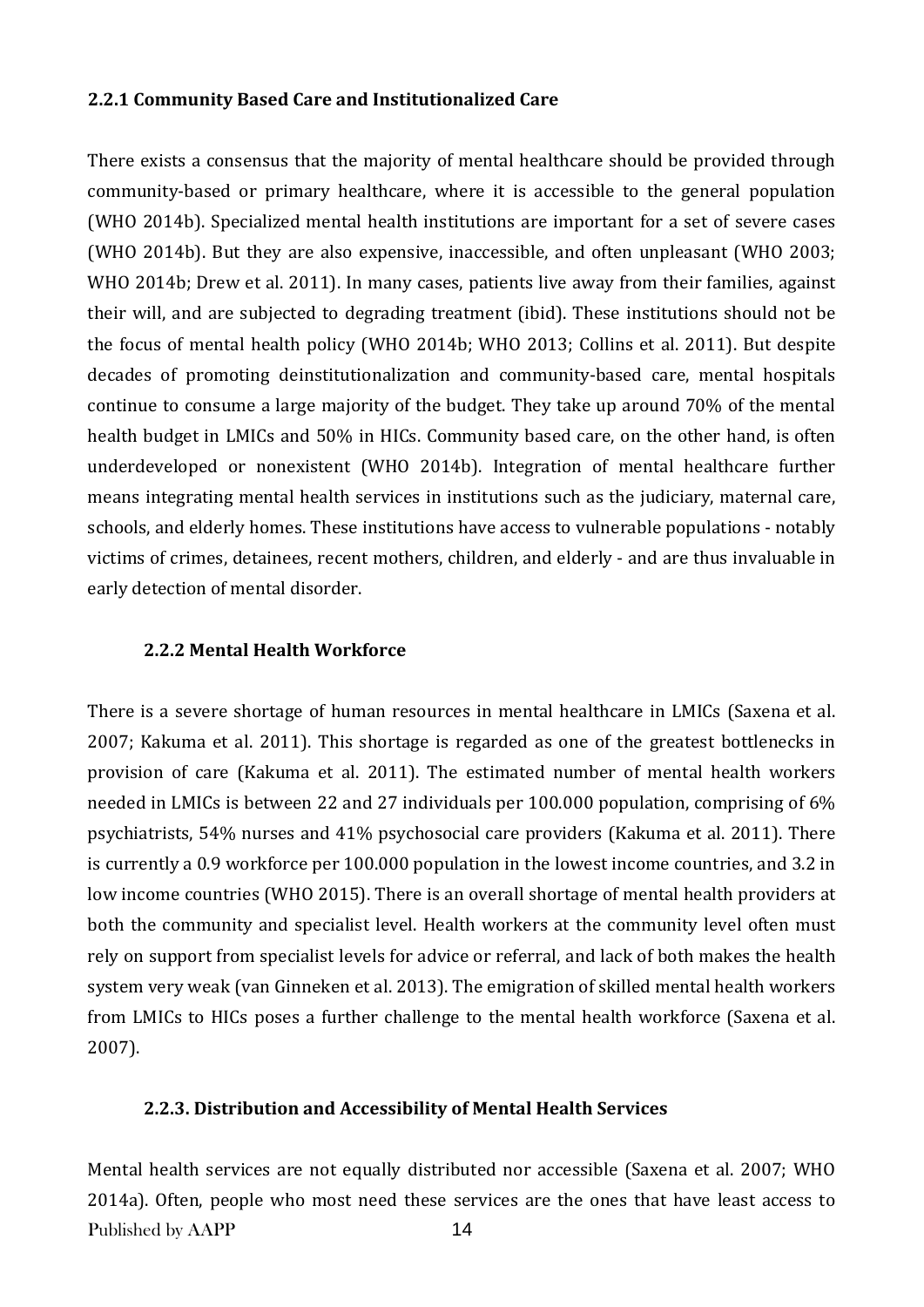### 2.2.1 Community Based Care and Institutionalized Care

There exists a consensus that the majority of mental healthcare should be provided through community-based or primary healthcare, where it is accessible to the general population (WHO 2014b). Specialized mental health institutions are important for a set of severe cases (WHO 2014b). But they are also expensive, inaccessible, and often unpleasant (WHO 2003; WHO 2014b; Drew et al. 2011). In many cases, patients live away from their families, against their will, and are subjected to degrading treatment (ibid). These institutions should not be the focus of mental health policy (WHO 2014b; WHO 2013; Collins et al. 2011). But despite decades of promoting deinstitutionalization and community-based care, mental hospitals continue to consume a large majority of the budget. They take up around 70% of the mental health budget in LMICs and 50% in HICs. Community based care, on the other hand, is often underdeveloped or nonexistent (WHO 2014b). Integration of mental healthcare further means integrating mental health services in institutions such as the judiciary, maternal care, schools, and elderly homes. These institutions have access to vulnerable populations - notably victims of crimes, detainees, recent mothers, children, and elderly - and are thus invaluable in early detection of mental disorder.

### 2.2.2 Mental Health Workforce

There is a severe shortage of human resources in mental healthcare in LMICs (Saxena et al. 2007; Kakuma et al. 2011). This shortage is regarded as one of the greatest bottlenecks in provision of care (Kakuma et al. 2011). The estimated number of mental health workers needed in LMICs is between 22 and 27 individuals per 100.000 population, comprising of 6% psychiatrists, 54% nurses and 41% psychosocial care providers (Kakuma et al. 2011). There is currently a 0.9 workforce per 100.000 population in the lowest income countries, and 3.2 in low income countries (WHO 2015). There is an overall shortage of mental health providers at both the community and specialist level. Health workers at the community level often must rely on support from specialist levels for advice or referral, and lack of both makes the health system very weak (van Ginneken et al. 2013). The emigration of skilled mental health workers from LMICs to HICs poses a further challenge to the mental health workforce (Saxena et al. 2007).

### 2.2.3. Distribution and Accessibility of Mental Health Services

Mental health services are not equally distributed nor accessible (Saxena et al. 2007; WHO 2014a). Often, people who most need these services are the ones that have least access to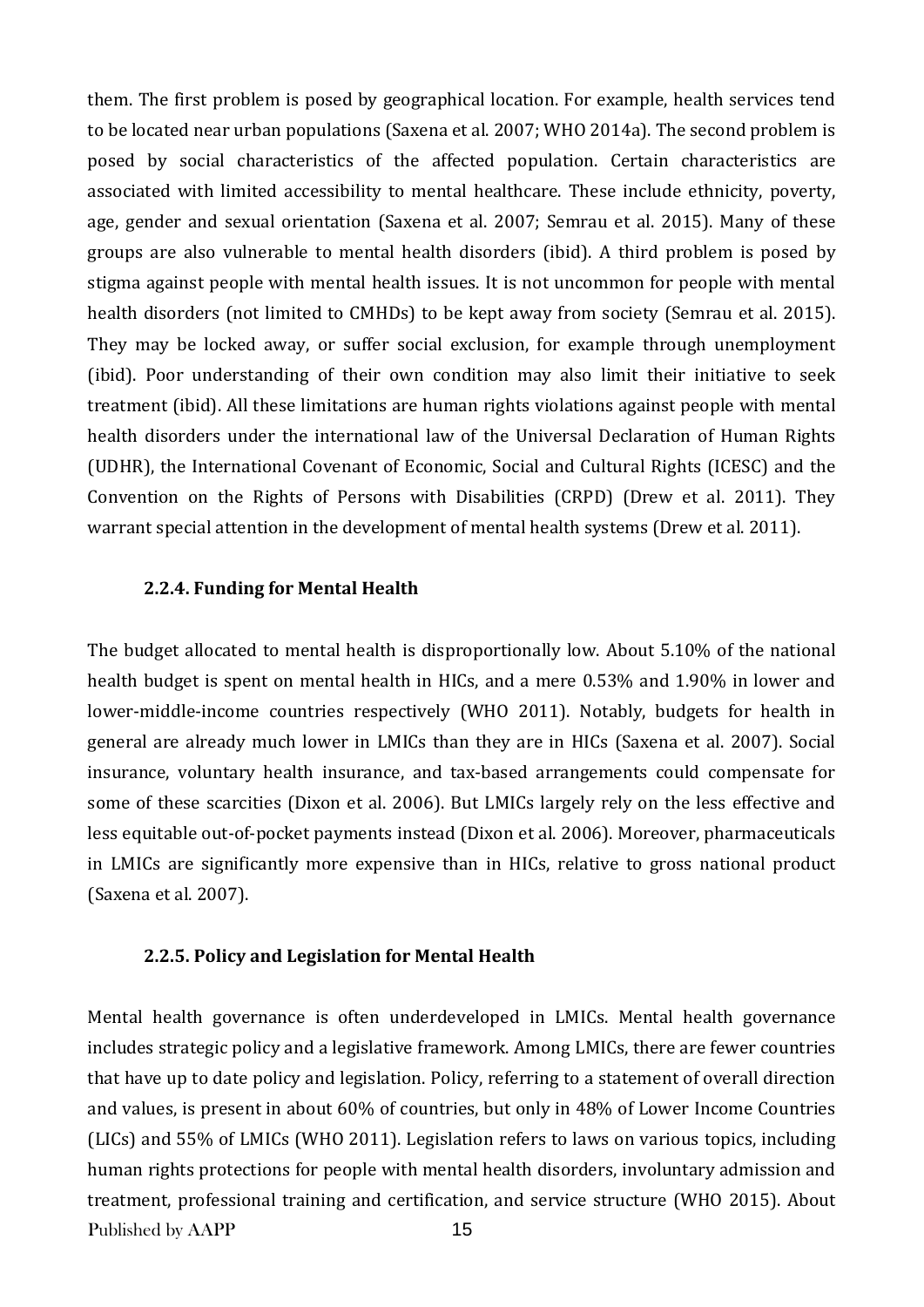them. The first problem is posed by geographical location. For example, health services tend to be located near urban populations (Saxena et al. 2007; WHO 2014a). The second problem is posed by social characteristics of the affected population. Certain characteristics are associated with limited accessibility to mental healthcare. These include ethnicity, poverty, age, gender and sexual orientation (Saxena et al. 2007; Semrau et al. 2015). Many of these groups are also vulnerable to mental health disorders (ibid). A third problem is posed by stigma against people with mental health issues. It is not uncommon for people with mental health disorders (not limited to CMHDs) to be kept away from society (Semrau et al. 2015). They may be locked away, or suffer social exclusion, for example through unemployment (ibid). Poor understanding of their own condition may also limit their initiative to seek treatment (ibid). All these limitations are human rights violations against people with mental health disorders under the international law of the Universal Declaration of Human Rights (UDHR), the International Covenant of Economic, Social and Cultural Rights (ICESC) and the Convention on the Rights of Persons with Disabilities (CRPD) (Drew et al. 2011). They warrant special attention in the development of mental health systems (Drew et al. 2011).

#### 2.2.4. Funding for Mental Health

The budget allocated to mental health is disproportionally low. About 5.10% of the national health budget is spent on mental health in HICs, and a mere 0.53% and 1.90% in lower and lower-middle-income countries respectively (WHO 2011). Notably, budgets for health in general are already much lower in LMICs than they are in HICs (Saxena et al. 2007). Social insurance, voluntary health insurance, and tax-based arrangements could compensate for some of these scarcities (Dixon et al. 2006). But LMICs largely rely on the less effective and less equitable out-of-pocket payments instead (Dixon et al. 2006). Moreover, pharmaceuticals in LMICs are significantly more expensive than in HICs, relative to gross national product (Saxena et al. 2007).

#### 2.2.5. Policy and Legislation for Mental Health

Mental health governance is often underdeveloped in LMICs. Mental health governance includes strategic policy and a legislative framework. Among LMICs, there are fewer countries that have up to date policy and legislation. Policy, referring to a statement of overall direction and values, is present in about 60% of countries, but only in 48% of Lower Income Countries (LICs) and 55% of LMICs (WHO 2011). Legislation refers to laws on various topics, including human rights protections for people with mental health disorders, involuntary admission and treatment, professional training and certification, and service structure (WHO 2015). About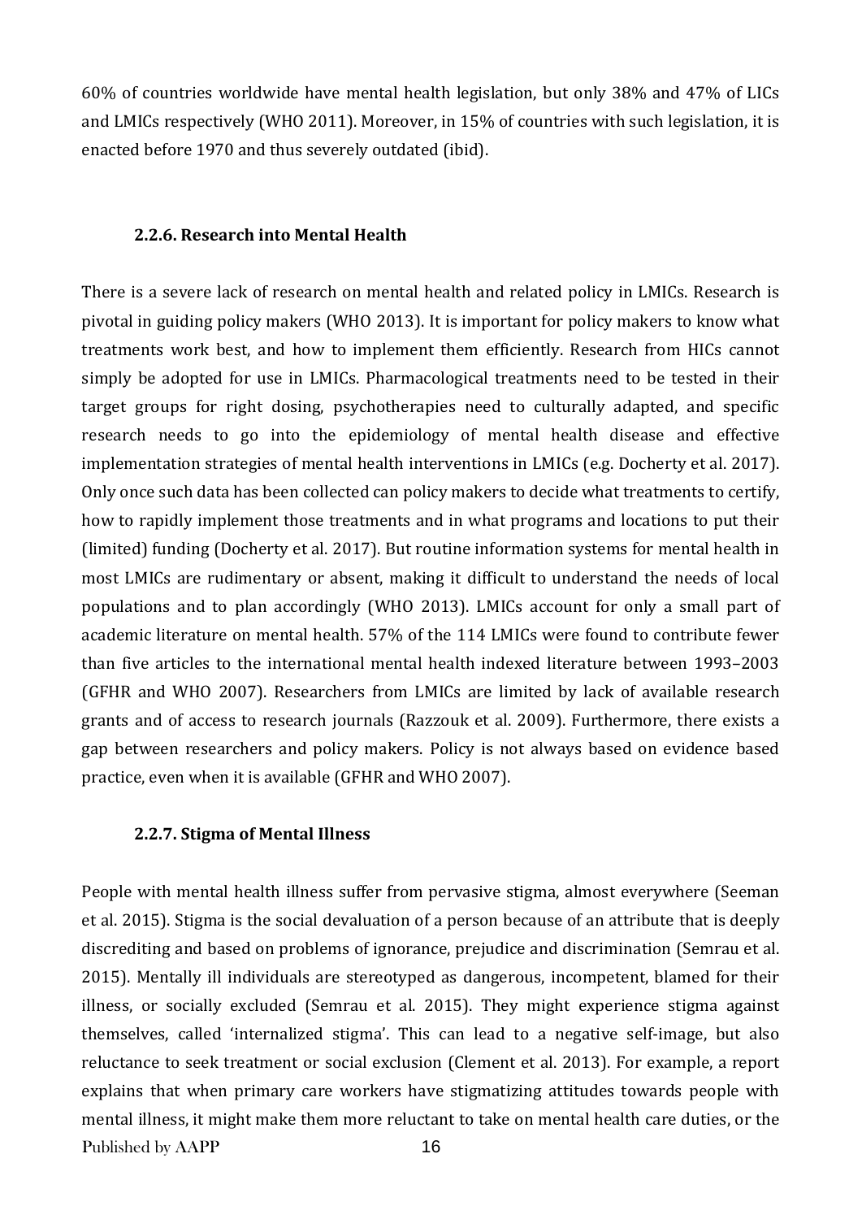60% of countries worldwide have mental health legislation, but only 38% and 47% of LICs and LMICs respectively (WHO 2011). Moreover, in 15% of countries with such legislation, it is enacted before 1970 and thus severely outdated (ibid).

### 2.2.6. Research into Mental Health

There is a severe lack of research on mental health and related policy in LMICs. Research is pivotal in guiding policy makers (WHO 2013). It is important for policy makers to know what treatments work best, and how to implement them efficiently. Research from HICs cannot simply be adopted for use in LMICs. Pharmacological treatments need to be tested in their target groups for right dosing, psychotherapies need to culturally adapted, and specific research needs to go into the epidemiology of mental health disease and effective implementation strategies of mental health interventions in LMICs (e.g. Docherty et al. 2017). Only once such data has been collected can policy makers to decide what treatments to certify, how to rapidly implement those treatments and in what programs and locations to put their (limited) funding (Docherty et al. 2017). But routine information systems for mental health in most LMICs are rudimentary or absent, making it difficult to understand the needs of local populations and to plan accordingly (WHO 2013). LMICs account for only a small part of academic literature on mental health. 57% of the 114 LMICs were found to contribute fewer than five articles to the international mental health indexed literature between 1993–2003 (GFHR and WHO 2007). Researchers from LMICs are limited by lack of available research grants and of access to research journals (Razzouk et al. 2009). Furthermore, there exists a gap between researchers and policy makers. Policy is not always based on evidence based practice, even when it is available (GFHR and WHO 2007).

### 2.2.7. Stigma of Mental Illness

People with mental health illness suffer from pervasive stigma, almost everywhere (Seeman et al. 2015). Stigma is the social devaluation of a person because of an attribute that is deeply discrediting and based on problems of ignorance, prejudice and discrimination (Semrau et al. 2015). Mentally ill individuals are stereotyped as dangerous, incompetent, blamed for their illness, or socially excluded (Semrau et al. 2015). They might experience stigma against themselves, called 'internalized stigma'. This can lead to a negative self-image, but also reluctance to seek treatment or social exclusion (Clement et al. 2013). For example, a report explains that when primary care workers have stigmatizing attitudes towards people with mental illness, it might make them more reluctant to take on mental health care duties, or the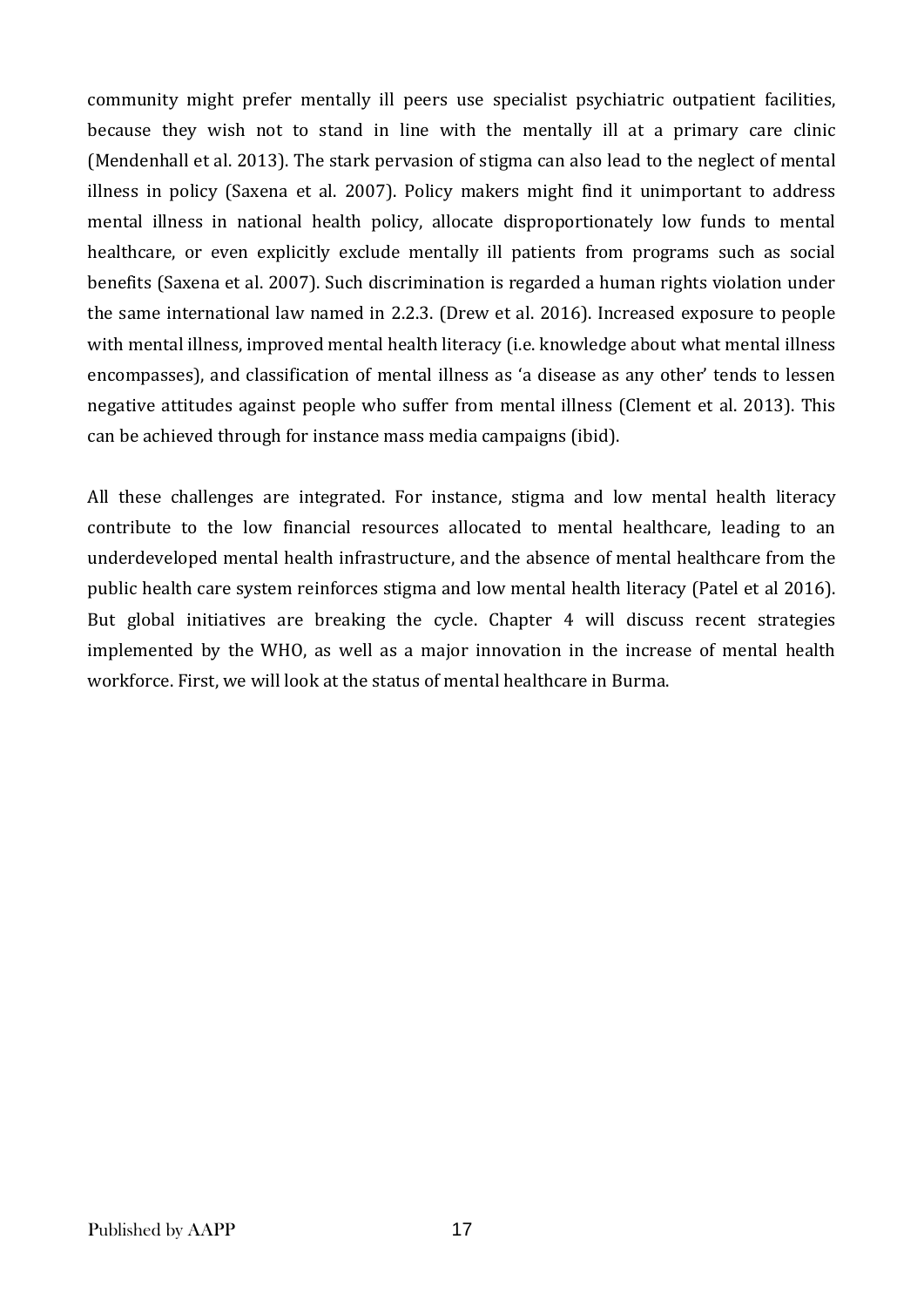community might prefer mentally ill peers use specialist psychiatric outpatient facilities, because they wish not to stand in line with the mentally ill at a primary care clinic (Mendenhall et al. 2013). The stark pervasion of stigma can also lead to the neglect of mental illness in policy (Saxena et al. 2007). Policy makers might find it unimportant to address mental illness in national health policy, allocate disproportionately low funds to mental healthcare, or even explicitly exclude mentally ill patients from programs such as social benefits (Saxena et al. 2007). Such discrimination is regarded a human rights violation under the same international law named in 2.2.3. (Drew et al. 2016). Increased exposure to people with mental illness, improved mental health literacy (i.e. knowledge about what mental illness encompasses), and classification of mental illness as 'a disease as any other' tends to lessen negative attitudes against people who suffer from mental illness (Clement et al. 2013). This can be achieved through for instance mass media campaigns (ibid).

All these challenges are integrated. For instance, stigma and low mental health literacy contribute to the low financial resources allocated to mental healthcare, leading to an underdeveloped mental health infrastructure, and the absence of mental healthcare from the public health care system reinforces stigma and low mental health literacy (Patel et al 2016). But global initiatives are breaking the cycle. Chapter 4 will discuss recent strategies implemented by the WHO, as well as a major innovation in the increase of mental health workforce. First, we will look at the status of mental healthcare in Burma.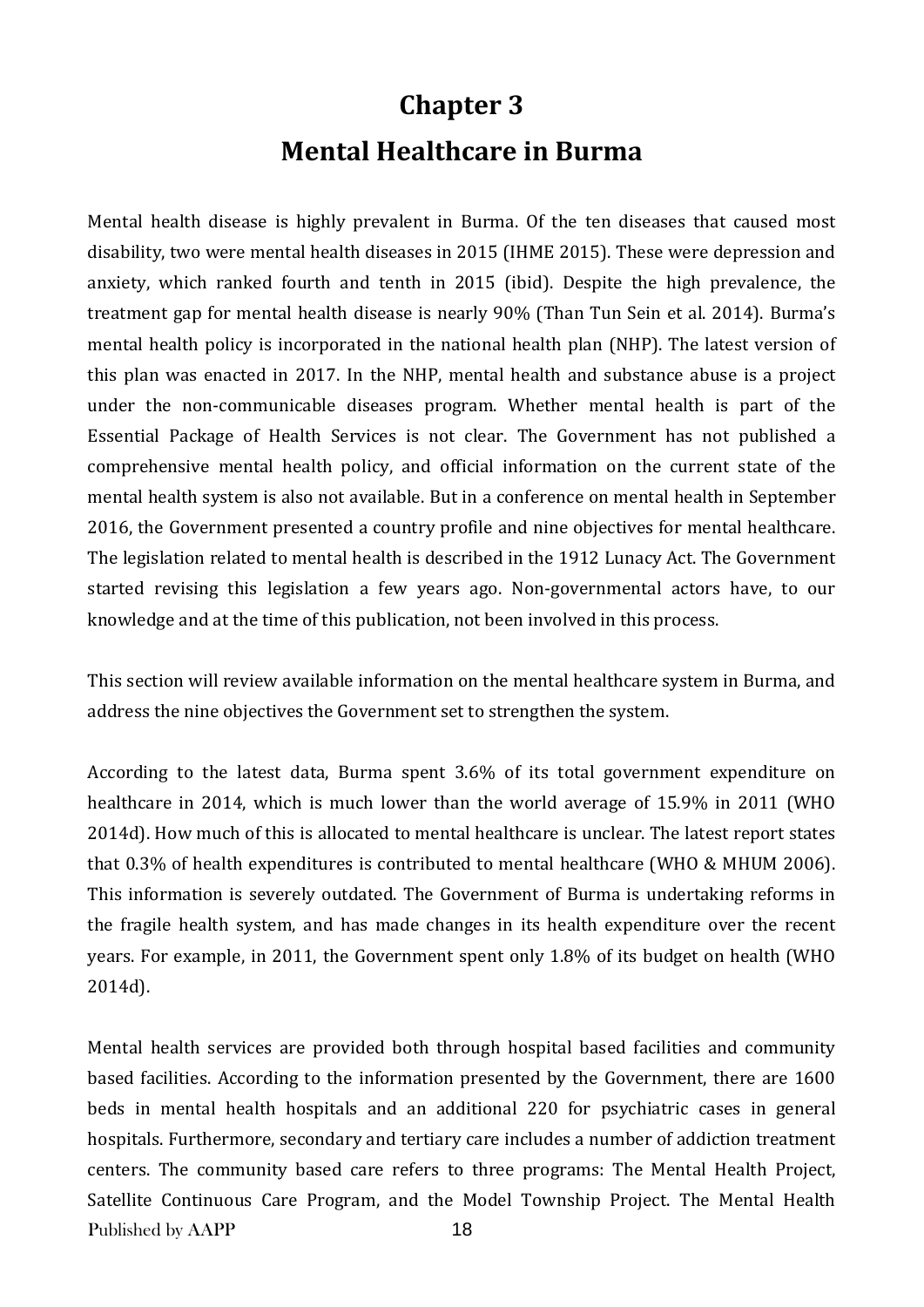# Chapter 3
# Mental Healthcare in Burma

Mental health disease is highly prevalent in Burma. Of the ten diseases that caused most disability, two were mental health diseases in 2015 (IHME 2015). These were depression and anxiety, which ranked fourth and tenth in 2015 (ibid). Despite the high prevalence, the treatment gap for mental health disease is nearly 90% (Than Tun Sein et al. 2014). Burma's mental health policy is incorporated in the national health plan (NHP). The latest version of this plan was enacted in 2017. In the NHP, mental health and substance abuse is a project under the non-communicable diseases program. Whether mental health is part of the Essential Package of Health Services is not clear. The Government has not published a comprehensive mental health policy, and official information on the current state of the mental health system is also not available. But in a conference on mental health in September 2016, the Government presented a country profile and nine objectives for mental healthcare. The legislation related to mental health is described in the 1912 Lunacy Act. The Government started revising this legislation a few years ago. Non-governmental actors have, to our knowledge and at the time of this publication, not been involved in this process.

This section will review available information on the mental healthcare system in Burma, and address the nine objectives the Government set to strengthen the system.

According to the latest data, Burma spent 3.6% of its total government expenditure on healthcare in 2014, which is much lower than the world average of 15.9% in 2011 (WHO 2014d). How much of this is allocated to mental healthcare is unclear. The latest report states that 0.3% of health expenditures is contributed to mental healthcare (WHO & MHUM 2006). This information is severely outdated. The Government of Burma is undertaking reforms in the fragile health system, and has made changes in its health expenditure over the recent years. For example, in 2011, the Government spent only 1.8% of its budget on health (WHO 2014d).

Mental health services are provided both through hospital based facilities and community based facilities. According to the information presented by the Government, there are 1600 beds in mental health hospitals and an additional 220 for psychiatric cases in general hospitals. Furthermore, secondary and tertiary care includes a number of addiction treatment centers. The community based care refers to three programs: The Mental Health Project, Satellite Continuous Care Program, and the Model Township Project. The Mental Health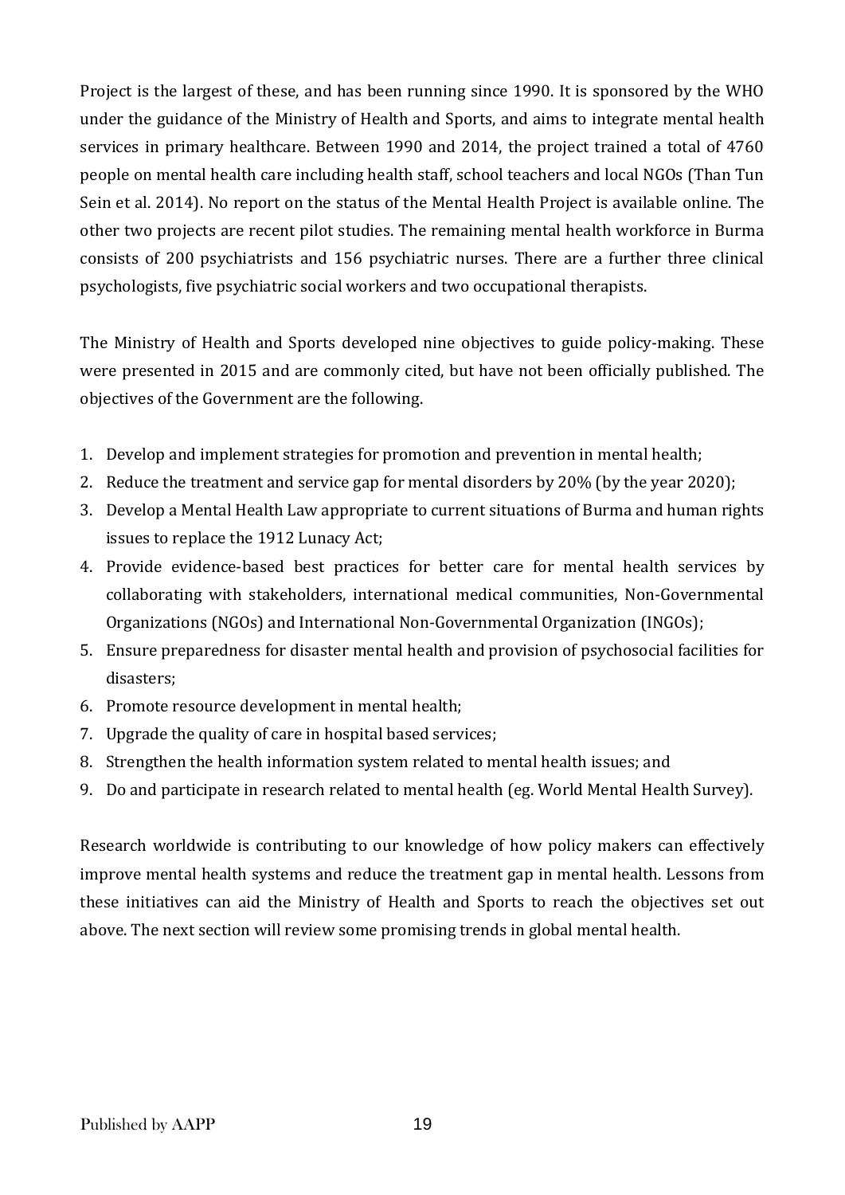Project is the largest of these, and has been running since 1990. It is sponsored by the WHO under the guidance of the Ministry of Health and Sports, and aims to integrate mental health services in primary healthcare. Between 1990 and 2014, the project trained a total of 4760 people on mental health care including health staff, school teachers and local NGOs (Than Tun Sein et al. 2014). No report on the status of the Mental Health Project is available online. The other two projects are recent pilot studies. The remaining mental health workforce in Burma consists of 200 psychiatrists and 156 psychiatric nurses. There are a further three clinical psychologists, five psychiatric social workers and two occupational therapists.

The Ministry of Health and Sports developed nine objectives to guide policy-making. These were presented in 2015 and are commonly cited, but have not been officially published. The objectives of the Government are the following.

1. Develop and implement strategies for promotion and prevention in mental health;
2. Reduce the treatment and service gap for mental disorders by 20% (by the year 2020);
3. Develop a Mental Health Law appropriate to current situations of Burma and human rights issues to replace the 1912 Lunacy Act;
4. Provide evidence-based best practices for better care for mental health services by collaborating with stakeholders, international medical communities, Non-Governmental Organizations (NGOs) and International Non-Governmental Organization (INGOs);
5. Ensure preparedness for disaster mental health and provision of psychosocial facilities for disasters;
6. Promote resource development in mental health;
7. Upgrade the quality of care in hospital based services;
8. Strengthen the health information system related to mental health issues; and
9. Do and participate in research related to mental health (eg. World Mental Health Survey).

Research worldwide is contributing to our knowledge of how policy makers can effectively improve mental health systems and reduce the treatment gap in mental health. Lessons from these initiatives can aid the Ministry of Health and Sports to reach the objectives set out above. The next section will review some promising trends in global mental health.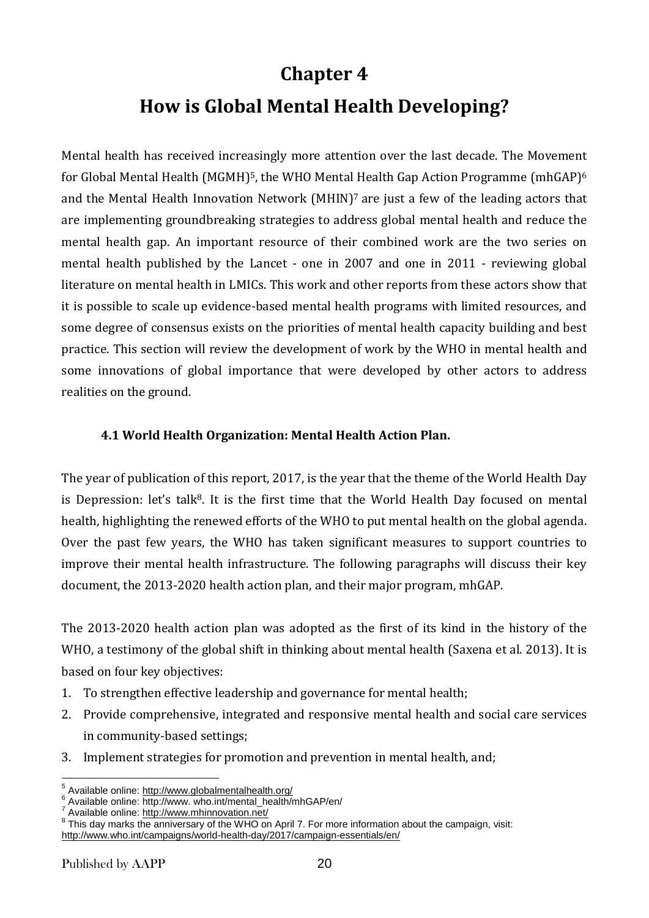# Chapter 4

# How is Global Mental Health Developing?

Mental health has received increasingly more attention over the last decade. The Movement for Global Mental Health (MGMH)[5], the WHO Mental Health Gap Action Programme (mhGAP)[6] and the Mental Health Innovation Network (MHIN)[7] are just a few of the leading actors that are implementing groundbreaking strategies to address global mental health and reduce the mental health gap. An important resource of their combined work are the two series on mental health published by the Lancet - one in 2007 and one in 2011 - reviewing global literature on mental health in LMICs. This work and other reports from these actors show that it is possible to scale up evidence-based mental health programs with limited resources, and some degree of consensus exists on the priorities of mental health capacity building and best practice. This section will review the development of work by the WHO in mental health and some innovations of global importance that were developed by other actors to address realities on the ground.

### 4.1 World Health Organization: Mental Health Action Plan.

The year of publication of this report, 2017, is the year that the theme of the World Health Day is Depression: let's talk[8]. It is the first time that the World Health Day focused on mental health, highlighting the renewed efforts of the WHO to put mental health on the global agenda. Over the past few years, the WHO has taken significant measures to support countries to improve their mental health infrastructure. The following paragraphs will discuss their key document, the 2013-2020 health action plan, and their major program, mhGAP.

The 2013-2020 health action plan was adopted as the first of its kind in the history of the WHO, a testimony of the global shift in thinking about mental health (Saxena et al. 2013). It is based on four key objectives:

1. To strengthen effective leadership and governance for mental health;
2. Provide comprehensive, integrated and responsive mental health and social care services in community-based settings;
3. Implement strategies for promotion and prevention in mental health, and;

---

[5] Available online: http://www.globalmentalhealth.org/

[6] Available online: http://www. who.int/mental_health/mhGAP/en/

[7] Available online: http://www.mhinnovation.net/

[8] This day marks the anniversary of the WHO on April 7. For more information about the campaign, visit: http://www.who.int/campaigns/world-health-day/2017/campaign-essentials/en/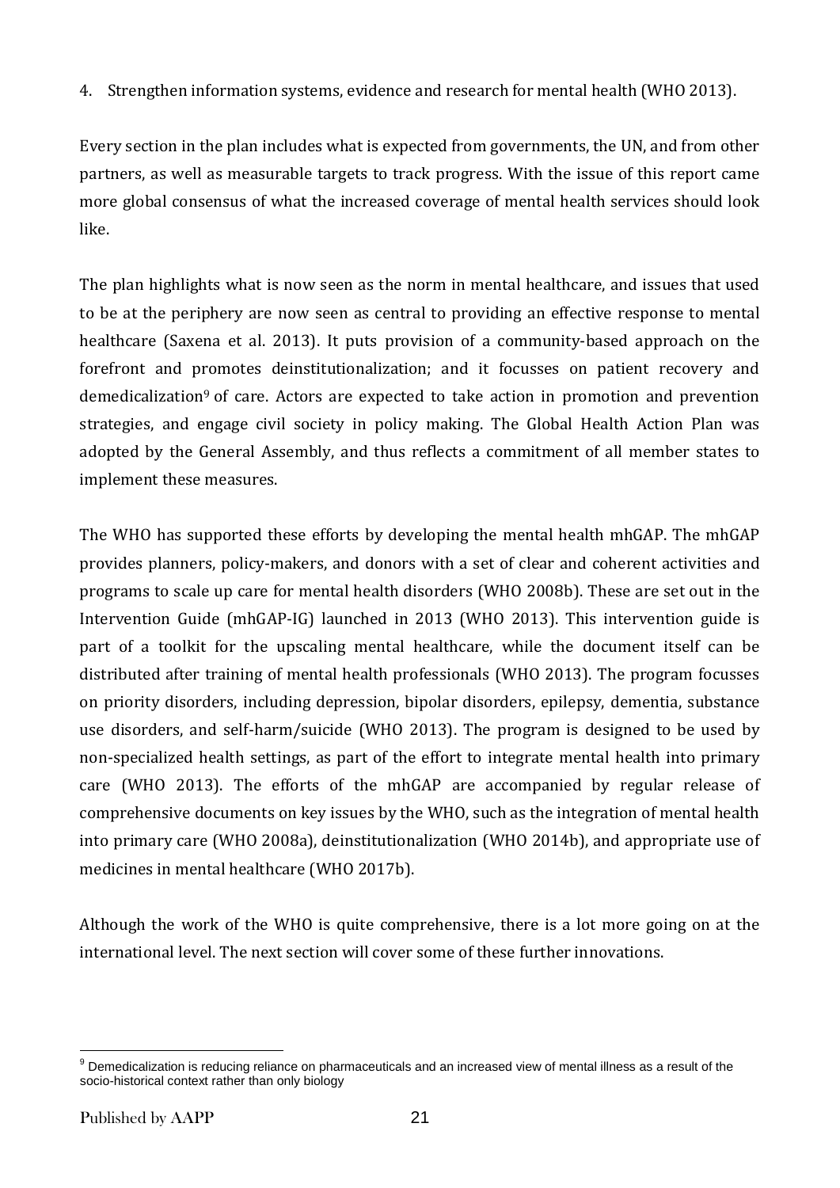4. Strengthen information systems, evidence and research for mental health (WHO 2013).

Every section in the plan includes what is expected from governments, the UN, and from other partners, as well as measurable targets to track progress. With the issue of this report came more global consensus of what the increased coverage of mental health services should look like.

The plan highlights what is now seen as the norm in mental healthcare, and issues that used to be at the periphery are now seen as central to providing an effective response to mental healthcare (Saxena et al. 2013). It puts provision of a community-based approach on the forefront and promotes deinstitutionalization; and it focusses on patient recovery and demedicalization[9] of care. Actors are expected to take action in promotion and prevention strategies, and engage civil society in policy making. The Global Health Action Plan was adopted by the General Assembly, and thus reflects a commitment of all member states to implement these measures.

The WHO has supported these efforts by developing the mental health mhGAP. The mhGAP provides planners, policy-makers, and donors with a set of clear and coherent activities and programs to scale up care for mental health disorders (WHO 2008b). These are set out in the Intervention Guide (mhGAP-IG) launched in 2013 (WHO 2013). This intervention guide is part of a toolkit for the upscaling mental healthcare, while the document itself can be distributed after training of mental health professionals (WHO 2013). The program focusses on priority disorders, including depression, bipolar disorders, epilepsy, dementia, substance use disorders, and self-harm/suicide (WHO 2013). The program is designed to be used by non-specialized health settings, as part of the effort to integrate mental health into primary care (WHO 2013). The efforts of the mhGAP are accompanied by regular release of comprehensive documents on key issues by the WHO, such as the integration of mental health into primary care (WHO 2008a), deinstitutionalization (WHO 2014b), and appropriate use of medicines in mental healthcare (WHO 2017b).

Although the work of the WHO is quite comprehensive, there is a lot more going on at the international level. The next section will cover some of these further innovations.

[9] Demedicalization is reducing reliance on pharmaceuticals and an increased view of mental illness as a result of the socio-historical context rather than only biology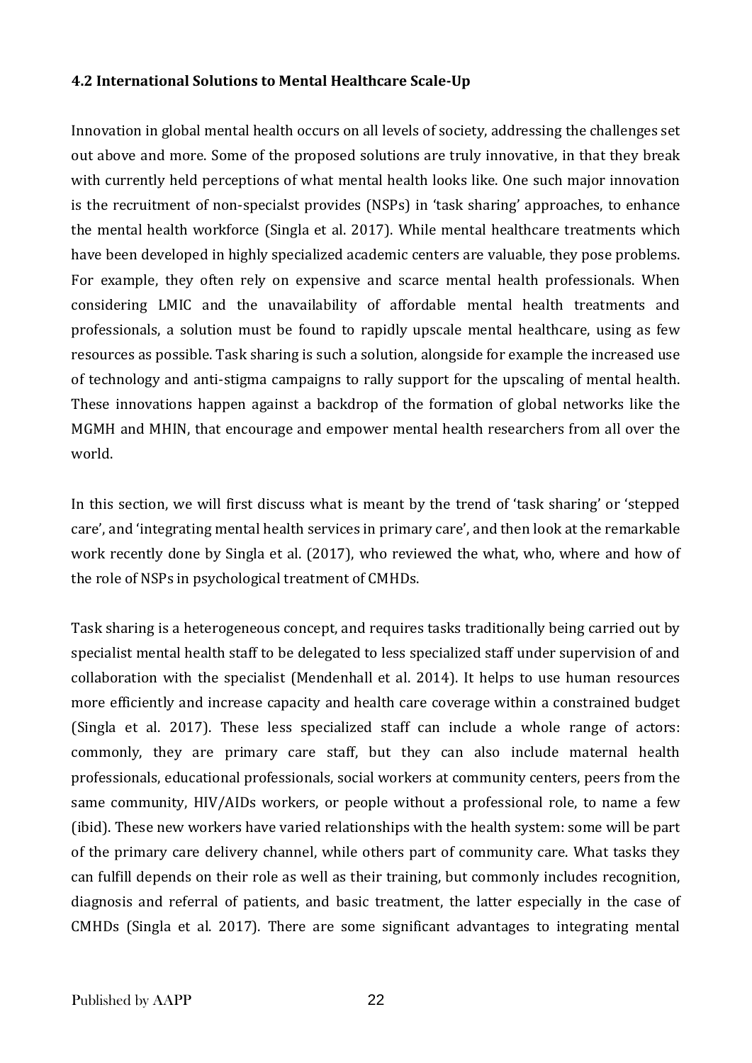#### 4.2 International Solutions to Mental Healthcare Scale-Up

Innovation in global mental health occurs on all levels of society, addressing the challenges set out above and more. Some of the proposed solutions are truly innovative, in that they break with currently held perceptions of what mental health looks like. One such major innovation is the recruitment of non-specialst provides (NSPs) in 'task sharing' approaches, to enhance the mental health workforce (Singla et al. 2017). While mental healthcare treatments which have been developed in highly specialized academic centers are valuable, they pose problems. For example, they often rely on expensive and scarce mental health professionals. When considering LMIC and the unavailability of affordable mental health treatments and professionals, a solution must be found to rapidly upscale mental healthcare, using as few resources as possible. Task sharing is such a solution, alongside for example the increased use of technology and anti-stigma campaigns to rally support for the upscaling of mental health. These innovations happen against a backdrop of the formation of global networks like the MGMH and MHIN, that encourage and empower mental health researchers from all over the world.

In this section, we will first discuss what is meant by the trend of 'task sharing' or 'stepped care', and 'integrating mental health services in primary care', and then look at the remarkable work recently done by Singla et al. (2017), who reviewed the what, who, where and how of the role of NSPs in psychological treatment of CMHDs.

Task sharing is a heterogeneous concept, and requires tasks traditionally being carried out by specialist mental health staff to be delegated to less specialized staff under supervision of and collaboration with the specialist (Mendenhall et al. 2014). It helps to use human resources more efficiently and increase capacity and health care coverage within a constrained budget (Singla et al. 2017). These less specialized staff can include a whole range of actors: commonly, they are primary care staff, but they can also include maternal health professionals, educational professionals, social workers at community centers, peers from the same community, HIV/AIDs workers, or people without a professional role, to name a few (ibid). These new workers have varied relationships with the health system: some will be part of the primary care delivery channel, while others part of community care. What tasks they can fulfill depends on their role as well as their training, but commonly includes recognition, diagnosis and referral of patients, and basic treatment, the latter especially in the case of CMHDs (Singla et al. 2017). There are some significant advantages to integrating mental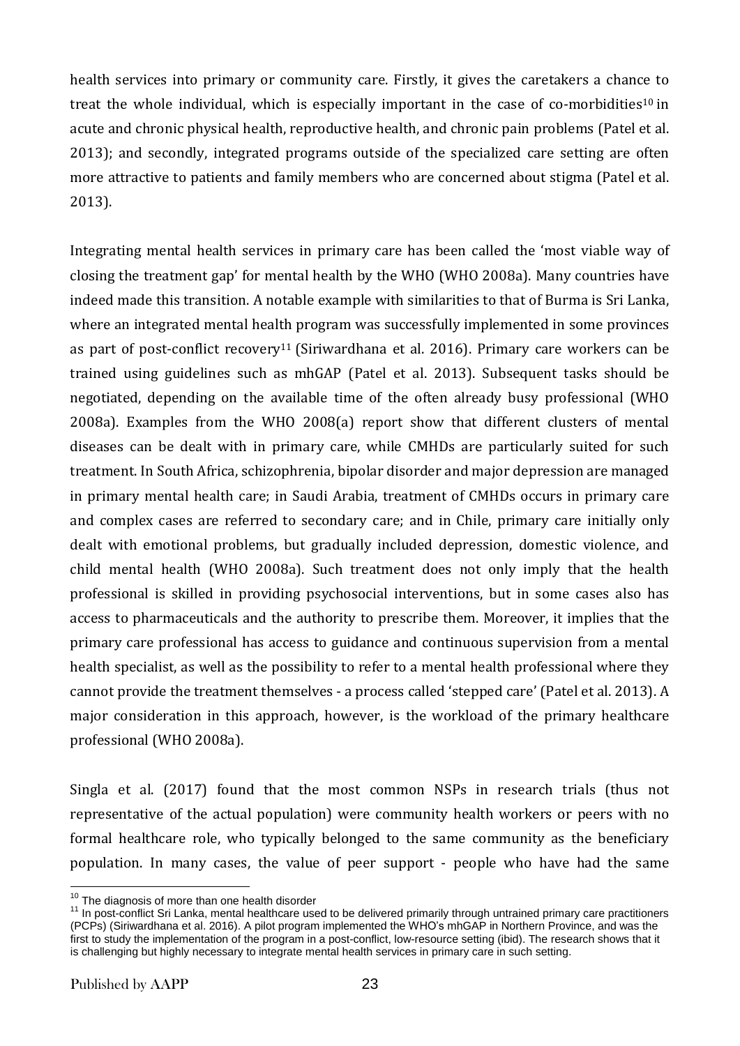health services into primary or community care. Firstly, it gives the caretakers a chance to treat the whole individual, which is especially important in the case of co-morbidities[10] in acute and chronic physical health, reproductive health, and chronic pain problems (Patel et al. 2013); and secondly, integrated programs outside of the specialized care setting are often more attractive to patients and family members who are concerned about stigma (Patel et al. 2013).

Integrating mental health services in primary care has been called the 'most viable way of closing the treatment gap' for mental health by the WHO (WHO 2008a). Many countries have indeed made this transition. A notable example with similarities to that of Burma is Sri Lanka, where an integrated mental health program was successfully implemented in some provinces as part of post-conflict recovery[11] (Siriwardhana et al. 2016). Primary care workers can be trained using guidelines such as mhGAP (Patel et al. 2013). Subsequent tasks should be negotiated, depending on the available time of the often already busy professional (WHO 2008a). Examples from the WHO 2008(a) report show that different clusters of mental diseases can be dealt with in primary care, while CMHDs are particularly suited for such treatment. In South Africa, schizophrenia, bipolar disorder and major depression are managed in primary mental health care; in Saudi Arabia, treatment of CMHDs occurs in primary care and complex cases are referred to secondary care; and in Chile, primary care initially only dealt with emotional problems, but gradually included depression, domestic violence, and child mental health (WHO 2008a). Such treatment does not only imply that the health professional is skilled in providing psychosocial interventions, but in some cases also has access to pharmaceuticals and the authority to prescribe them. Moreover, it implies that the primary care professional has access to guidance and continuous supervision from a mental health specialist, as well as the possibility to refer to a mental health professional where they cannot provide the treatment themselves - a process called 'stepped care' (Patel et al. 2013). A major consideration in this approach, however, is the workload of the primary healthcare professional (WHO 2008a).

Singla et al. (2017) found that the most common NSPs in research trials (thus not representative of the actual population) were community health workers or peers with no formal healthcare role, who typically belonged to the same community as the beneficiary population. In many cases, the value of peer support - people who have had the same

---

[10] The diagnosis of more than one health disorder

[11] In post-conflict Sri Lanka, mental healthcare used to be delivered primarily through untrained primary care practitioners (PCPs) (Siriwardhana et al. 2016). A pilot program implemented the WHO's mhGAP in Northern Province, and was the first to study the implementation of the program in a post-conflict, low-resource setting (ibid). The research shows that it is challenging but highly necessary to integrate mental health services in primary care in such setting.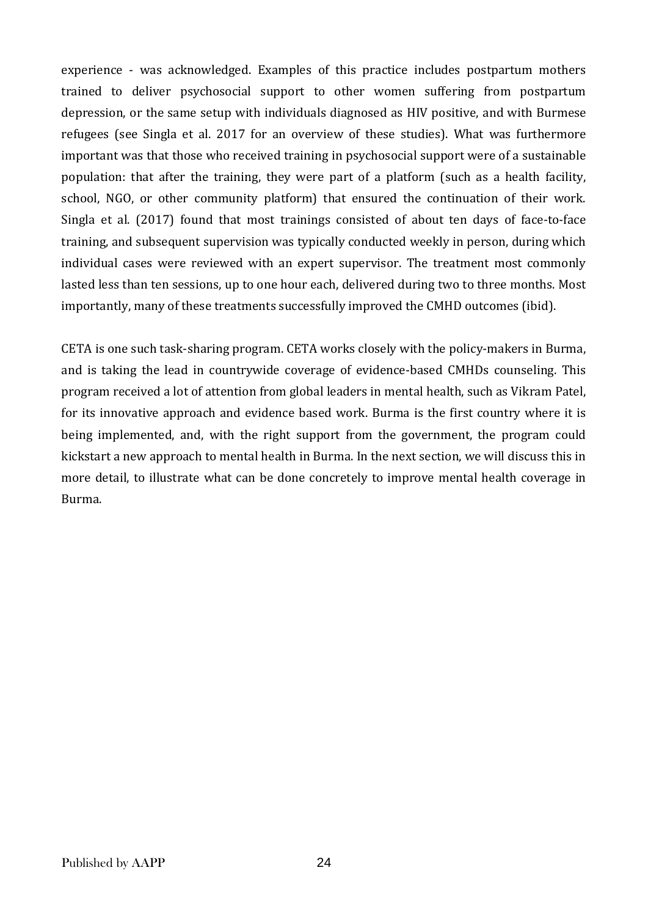experience - was acknowledged. Examples of this practice includes postpartum mothers trained to deliver psychosocial support to other women suffering from postpartum depression, or the same setup with individuals diagnosed as HIV positive, and with Burmese refugees (see Singla et al. 2017 for an overview of these studies). What was furthermore important was that those who received training in psychosocial support were of a sustainable population: that after the training, they were part of a platform (such as a health facility, school, NGO, or other community platform) that ensured the continuation of their work. Singla et al. (2017) found that most trainings consisted of about ten days of face-to-face training, and subsequent supervision was typically conducted weekly in person, during which individual cases were reviewed with an expert supervisor. The treatment most commonly lasted less than ten sessions, up to one hour each, delivered during two to three months. Most importantly, many of these treatments successfully improved the CMHD outcomes (ibid).

CETA is one such task-sharing program. CETA works closely with the policy-makers in Burma, and is taking the lead in countrywide coverage of evidence-based CMHDs counseling. This program received a lot of attention from global leaders in mental health, such as Vikram Patel, for its innovative approach and evidence based work. Burma is the first country where it is being implemented, and, with the right support from the government, the program could kickstart a new approach to mental health in Burma. In the next section, we will discuss this in more detail, to illustrate what can be done concretely to improve mental health coverage in Burma.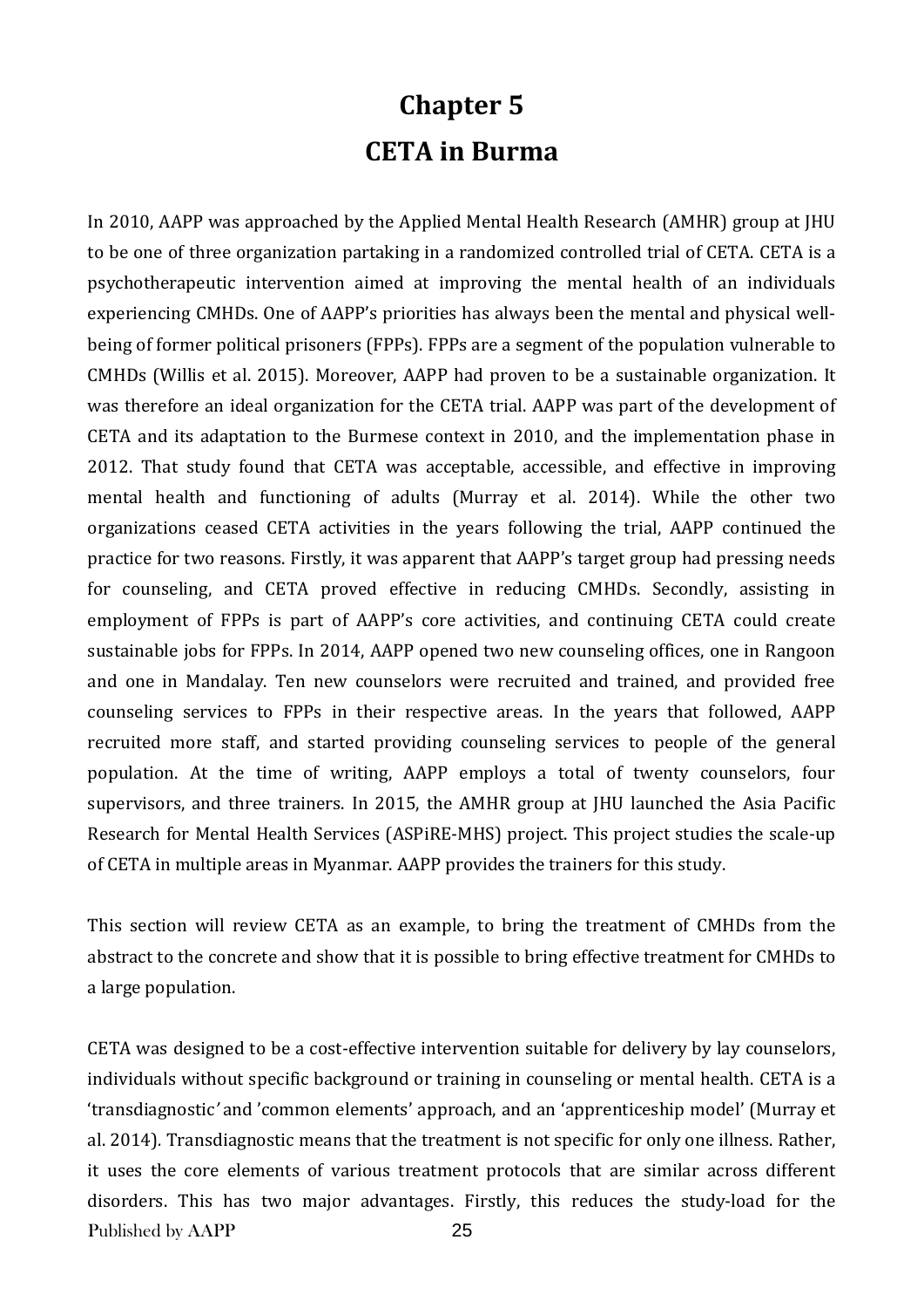# Chapter 5

# CETA in Burma

In 2010, AAPP was approached by the Applied Mental Health Research (AMHR) group at JHU to be one of three organization partaking in a randomized controlled trial of CETA. CETA is a psychotherapeutic intervention aimed at improving the mental health of an individuals experiencing CMHDs. One of AAPP's priorities has always been the mental and physical well-being of former political prisoners (FPPs). FPPs are a segment of the population vulnerable to CMHDs (Willis et al. 2015). Moreover, AAPP had proven to be a sustainable organization. It was therefore an ideal organization for the CETA trial. AAPP was part of the development of CETA and its adaptation to the Burmese context in 2010, and the implementation phase in 2012. That study found that CETA was acceptable, accessible, and effective in improving mental health and functioning of adults (Murray et al. 2014). While the other two organizations ceased CETA activities in the years following the trial, AAPP continued the practice for two reasons. Firstly, it was apparent that AAPP's target group had pressing needs for counseling, and CETA proved effective in reducing CMHDs. Secondly, assisting in employment of FPPs is part of AAPP's core activities, and continuing CETA could create sustainable jobs for FPPs. In 2014, AAPP opened two new counseling offices, one in Rangoon and one in Mandalay. Ten new counselors were recruited and trained, and provided free counseling services to FPPs in their respective areas. In the years that followed, AAPP recruited more staff, and started providing counseling services to people of the general population. At the time of writing, AAPP employs a total of twenty counselors, four supervisors, and three trainers. In 2015, the AMHR group at JHU launched the Asia Pacific Research for Mental Health Services (ASPiRE-MHS) project. This project studies the scale-up of CETA in multiple areas in Myanmar. AAPP provides the trainers for this study.

This section will review CETA as an example, to bring the treatment of CMHDs from the abstract to the concrete and show that it is possible to bring effective treatment for CMHDs to a large population.

CETA was designed to be a cost-effective intervention suitable for delivery by lay counselors, individuals without specific background or training in counseling or mental health. CETA is a 'transdiagnostic' and 'common elements' approach, and an 'apprenticeship model' (Murray et al. 2014). Transdiagnostic means that the treatment is not specific for only one illness. Rather, it uses the core elements of various treatment protocols that are similar across different disorders. This has two major advantages. Firstly, this reduces the study-load for the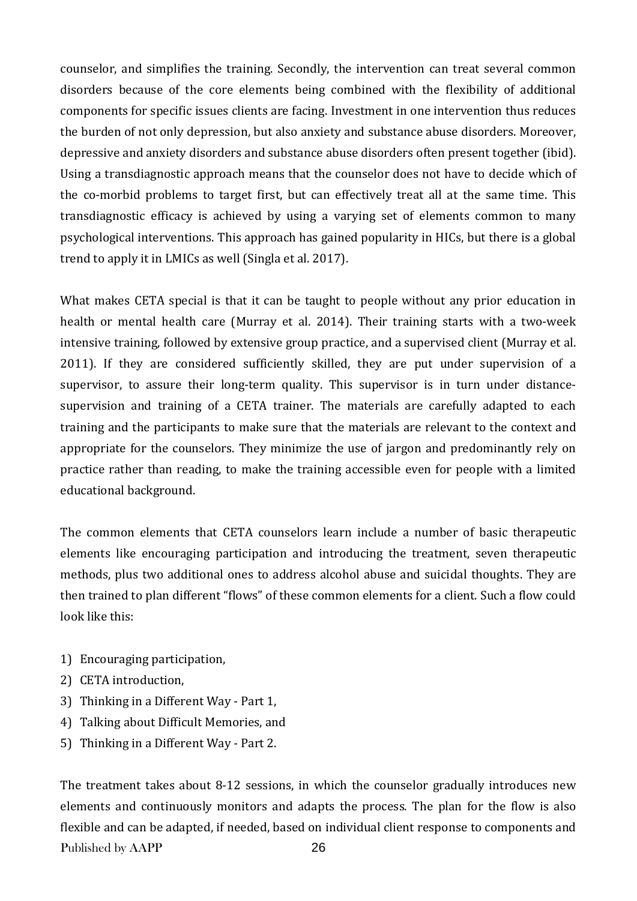counselor, and simplifies the training. Secondly, the intervention can treat several common disorders because of the core elements being combined with the flexibility of additional components for specific issues clients are facing. Investment in one intervention thus reduces the burden of not only depression, but also anxiety and substance abuse disorders. Moreover, depressive and anxiety disorders and substance abuse disorders often present together (ibid). Using a transdiagnostic approach means that the counselor does not have to decide which of the co-morbid problems to target first, but can effectively treat all at the same time. This transdiagnostic efficacy is achieved by using a varying set of elements common to many psychological interventions. This approach has gained popularity in HICs, but there is a global trend to apply it in LMICs as well (Singla et al. 2017).

What makes CETA special is that it can be taught to people without any prior education in health or mental health care (Murray et al. 2014). Their training starts with a two-week intensive training, followed by extensive group practice, and a supervised client (Murray et al. 2011). If they are considered sufficiently skilled, they are put under supervision of a supervisor, to assure their long-term quality. This supervisor is in turn under distance-supervision and training of a CETA trainer. The materials are carefully adapted to each training and the participants to make sure that the materials are relevant to the context and appropriate for the counselors. They minimize the use of jargon and predominantly rely on practice rather than reading, to make the training accessible even for people with a limited educational background.

The common elements that CETA counselors learn include a number of basic therapeutic elements like encouraging participation and introducing the treatment, seven therapeutic methods, plus two additional ones to address alcohol abuse and suicidal thoughts. They are then trained to plan different "flows" of these common elements for a client. Such a flow could look like this:

1) Encouraging participation,
2) CETA introduction,
3) Thinking in a Different Way - Part 1,
4) Talking about Difficult Memories, and
5) Thinking in a Different Way - Part 2.

The treatment takes about 8-12 sessions, in which the counselor gradually introduces new elements and continuously monitors and adapts the process. The plan for the flow is also flexible and can be adapted, if needed, based on individual client response to components and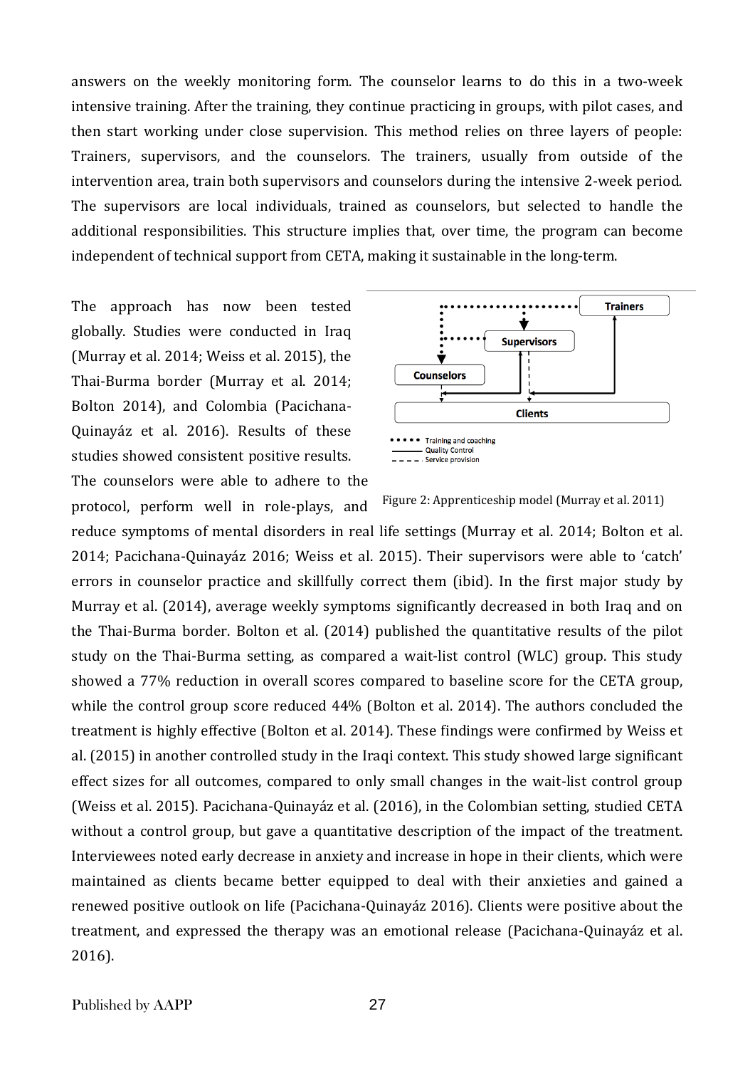answers on the weekly monitoring form. The counselor learns to do this in a two-week intensive training. After the training, they continue practicing in groups, with pilot cases, and then start working under close supervision. This method relies on three layers of people: Trainers, supervisors, and the counselors. The trainers, usually from outside of the intervention area, train both supervisors and counselors during the intensive 2-week period. The supervisors are local individuals, trained as counselors, but selected to handle the additional responsibilities. This structure implies that, over time, the program can become independent of technical support from CETA, making it sustainable in the long-term.

The approach has now been tested globally. Studies were conducted in Iraq (Murray et al. 2014; Weiss et al. 2015), the Thai-Burma border (Murray et al. 2014; Bolton 2014), and Colombia (Pacichana-Quinayáz et al. 2016). Results of these studies showed consistent positive results. The counselors were able to adhere to the protocol, perform well in role-plays, and reduce symptoms of mental disorders in real life settings (Murray et al. 2014; Bolton et al. 2014; Pacichana-Quinayáz 2016; Weiss et al. 2015). Their supervisors were able to 'catch' errors in counselor practice and skillfully correct them (ibid). In the first major study by Murray et al. (2014), average weekly symptoms significantly decreased in both Iraq and on the Thai-Burma border. Bolton et al. (2014) published the quantitative results of the pilot study on the Thai-Burma setting, as compared a wait-list control (WLC) group. This study showed a 77% reduction in overall scores compared to baseline score for the CETA group, while the control group score reduced 44% (Bolton et al. 2014). The authors concluded the treatment is highly effective (Bolton et al. 2014). These findings were confirmed by Weiss et al. (2015) in another controlled study in the Iraqi context. This study showed large significant effect sizes for all outcomes, compared to only small changes in the wait-list control group (Weiss et al. 2015). Pacichana-Quinayáz et al. (2016), in the Colombian setting, studied CETA without a control group, but gave a quantitative description of the impact of the treatment. Interviewees noted early decrease in anxiety and increase in hope in their clients, which were maintained as clients became better equipped to deal with their anxieties and gained a renewed positive outlook on life (Pacichana-Quinayáz 2016). Clients were positive about the treatment, and expressed the therapy was an emotional release (Pacichana-Quinayáz et al. 2016).

Figure 2: Apprenticeship model (Murray et al. 2011)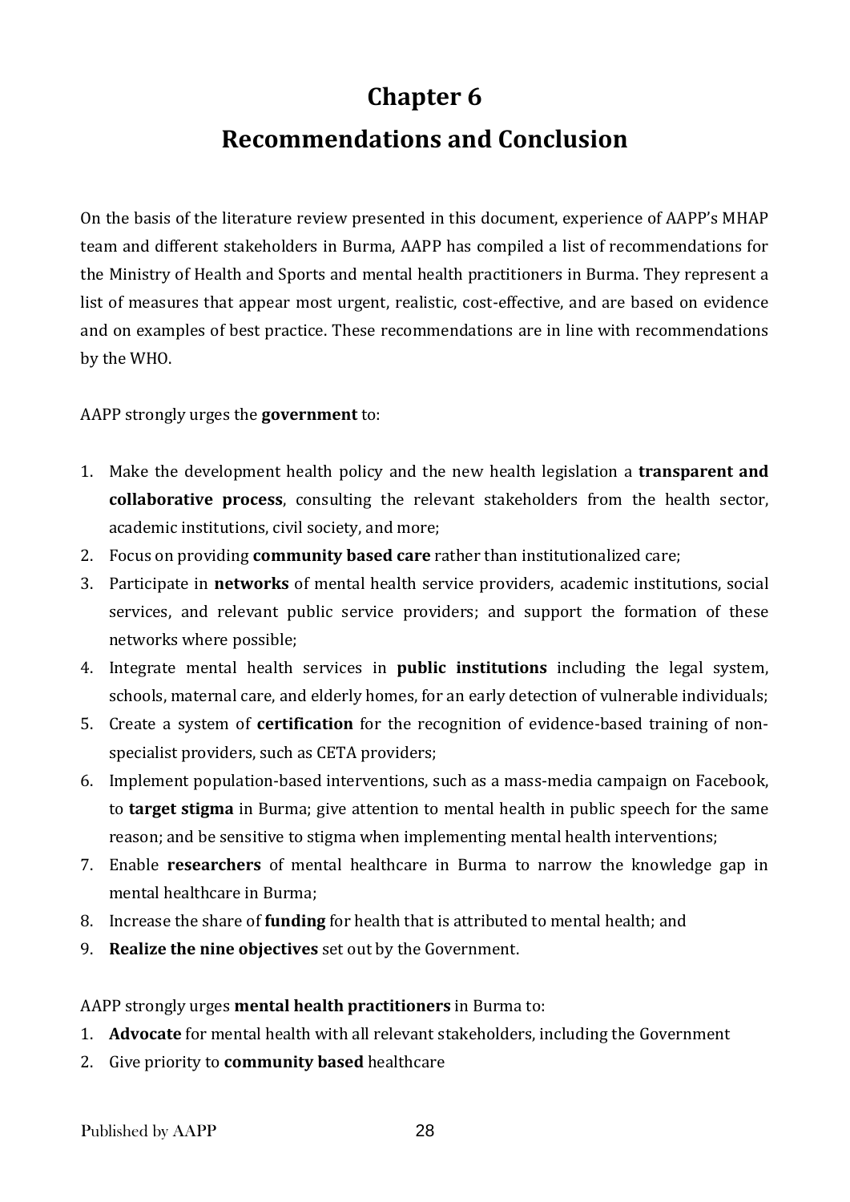# Chapter 6
# Recommendations and Conclusion

On the basis of the literature review presented in this document, experience of AAPP's MHAP team and different stakeholders in Burma, AAPP has compiled a list of recommendations for the Ministry of Health and Sports and mental health practitioners in Burma. They represent a list of measures that appear most urgent, realistic, cost-effective, and are based on evidence and on examples of best practice. These recommendations are in line with recommendations by the WHO.

AAPP strongly urges the **government** to:

1. Make the development health policy and the new health legislation a **transparent and collaborative process**, consulting the relevant stakeholders from the health sector, academic institutions, civil society, and more;
2. Focus on providing **community based care** rather than institutionalized care;
3. Participate in **networks** of mental health service providers, academic institutions, social services, and relevant public service providers; and support the formation of these networks where possible;
4. Integrate mental health services in **public institutions** including the legal system, schools, maternal care, and elderly homes, for an early detection of vulnerable individuals;
5. Create a system of **certification** for the recognition of evidence-based training of non-specialist providers, such as CETA providers;
6. Implement population-based interventions, such as a mass-media campaign on Facebook, to **target stigma** in Burma; give attention to mental health in public speech for the same reason; and be sensitive to stigma when implementing mental health interventions;
7. Enable **researchers** of mental healthcare in Burma to narrow the knowledge gap in mental healthcare in Burma;
8. Increase the share of **funding** for health that is attributed to mental health; and
9. **Realize the nine objectives** set out by the Government.

AAPP strongly urges **mental health practitioners** in Burma to:

1. **Advocate** for mental health with all relevant stakeholders, including the Government
2. Give priority to **community based** healthcare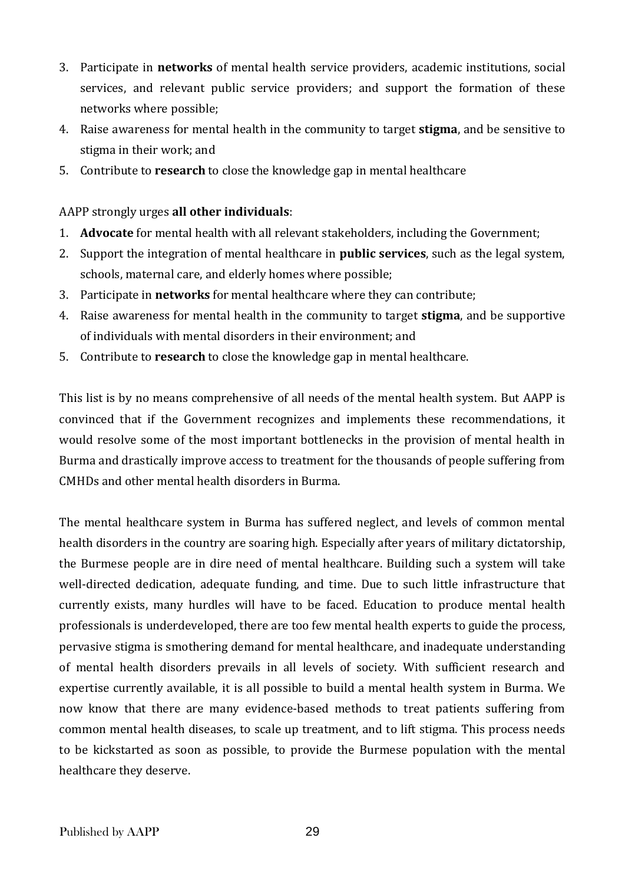3. Participate in **networks** of mental health service providers, academic institutions, social services, and relevant public service providers; and support the formation of these networks where possible;
4. Raise awareness for mental health in the community to target **stigma**, and be sensitive to stigma in their work; and
5. Contribute to **research** to close the knowledge gap in mental healthcare

AAPP strongly urges **all other individuals**:

1. **Advocate** for mental health with all relevant stakeholders, including the Government;
2. Support the integration of mental healthcare in **public services**, such as the legal system, schools, maternal care, and elderly homes where possible;
3. Participate in **networks** for mental healthcare where they can contribute;
4. Raise awareness for mental health in the community to target **stigma**, and be supportive of individuals with mental disorders in their environment; and
5. Contribute to **research** to close the knowledge gap in mental healthcare.

This list is by no means comprehensive of all needs of the mental health system. But AAPP is convinced that if the Government recognizes and implements these recommendations, it would resolve some of the most important bottlenecks in the provision of mental health in Burma and drastically improve access to treatment for the thousands of people suffering from CMHDs and other mental health disorders in Burma.

The mental healthcare system in Burma has suffered neglect, and levels of common mental health disorders in the country are soaring high. Especially after years of military dictatorship, the Burmese people are in dire need of mental healthcare. Building such a system will take well-directed dedication, adequate funding, and time. Due to such little infrastructure that currently exists, many hurdles will have to be faced. Education to produce mental health professionals is underdeveloped, there are too few mental health experts to guide the process, pervasive stigma is smothering demand for mental healthcare, and inadequate understanding of mental health disorders prevails in all levels of society. With sufficient research and expertise currently available, it is all possible to build a mental health system in Burma. We now know that there are many evidence-based methods to treat patients suffering from common mental health diseases, to scale up treatment, and to lift stigma. This process needs to be kickstarted as soon as possible, to provide the Burmese population with the mental healthcare they deserve.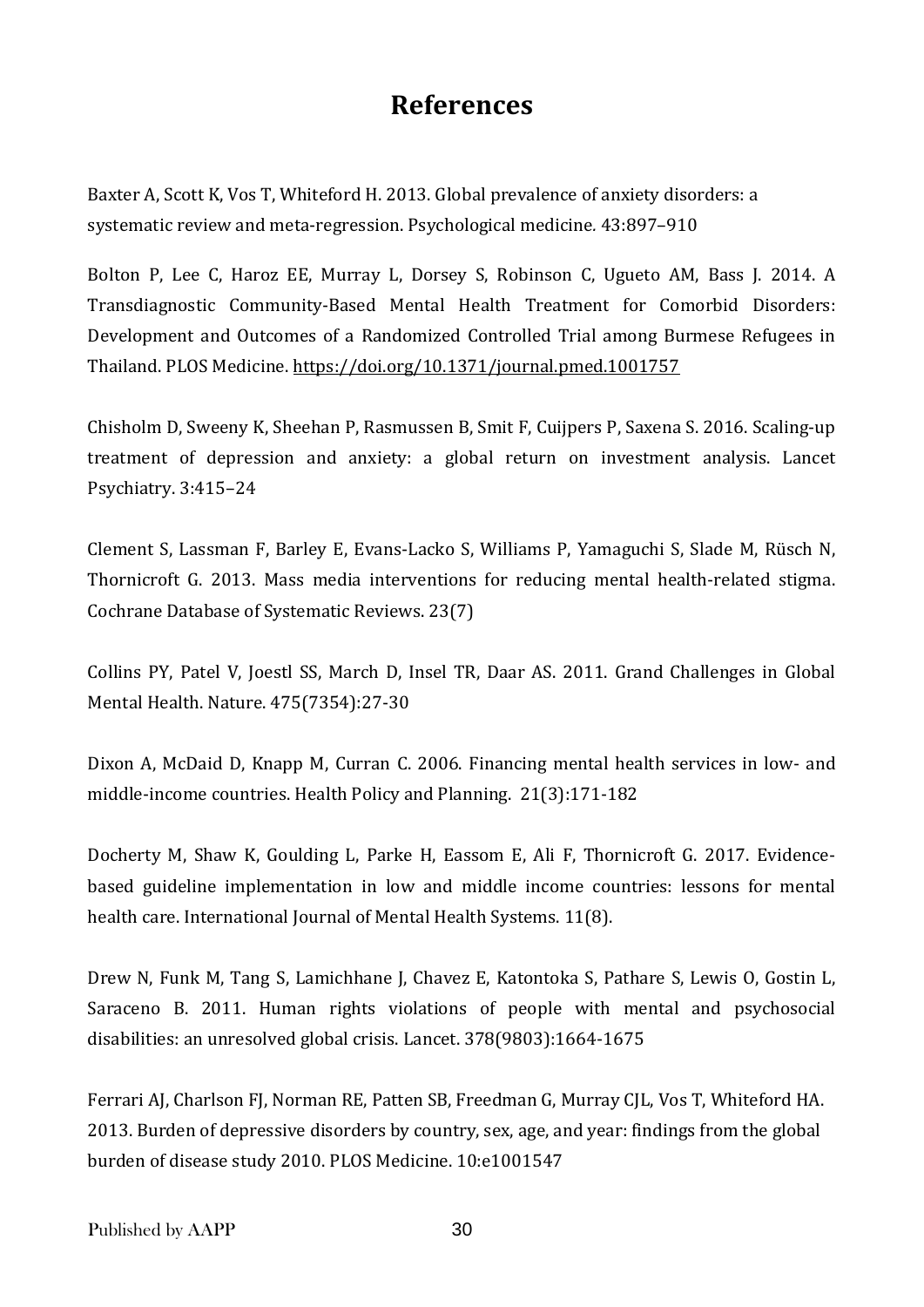# References

Baxter A, Scott K, Vos T, Whiteford H. 2013. Global prevalence of anxiety disorders: a systematic review and meta-regression. Psychological medicine. 43:897–910

Bolton P, Lee C, Haroz EE, Murray L, Dorsey S, Robinson C, Ugueto AM, Bass J. 2014. A Transdiagnostic Community-Based Mental Health Treatment for Comorbid Disorders: Development and Outcomes of a Randomized Controlled Trial among Burmese Refugees in Thailand. PLOS Medicine. https://doi.org/10.1371/journal.pmed.1001757

Chisholm D, Sweeny K, Sheehan P, Rasmussen B, Smit F, Cuijpers P, Saxena S. 2016. Scaling-up treatment of depression and anxiety: a global return on investment analysis. Lancet Psychiatry. 3:415–24

Clement S, Lassman F, Barley E, Evans-Lacko S, Williams P, Yamaguchi S, Slade M, Rüsch N, Thornicroft G. 2013. Mass media interventions for reducing mental health-related stigma. Cochrane Database of Systematic Reviews. 23(7)

Collins PY, Patel V, Joestl SS, March D, Insel TR, Daar AS. 2011. Grand Challenges in Global Mental Health. Nature. 475(7354):27-30

Dixon A, McDaid D, Knapp M, Curran C. 2006. Financing mental health services in low- and middle-income countries. Health Policy and Planning. 21(3):171-182

Docherty M, Shaw K, Goulding L, Parke H, Eassom E, Ali F, Thornicroft G. 2017. Evidence-based guideline implementation in low and middle income countries: lessons for mental health care. International Journal of Mental Health Systems. 11(8).

Drew N, Funk M, Tang S, Lamichhane J, Chavez E, Katontoka S, Pathare S, Lewis O, Gostin L, Saraceno B. 2011. Human rights violations of people with mental and psychosocial disabilities: an unresolved global crisis. Lancet. 378(9803):1664-1675

Ferrari AJ, Charlson FJ, Norman RE, Patten SB, Freedman G, Murray CJL, Vos T, Whiteford HA. 2013. Burden of depressive disorders by country, sex, age, and year: findings from the global burden of disease study 2010. PLOS Medicine. 10:e1001547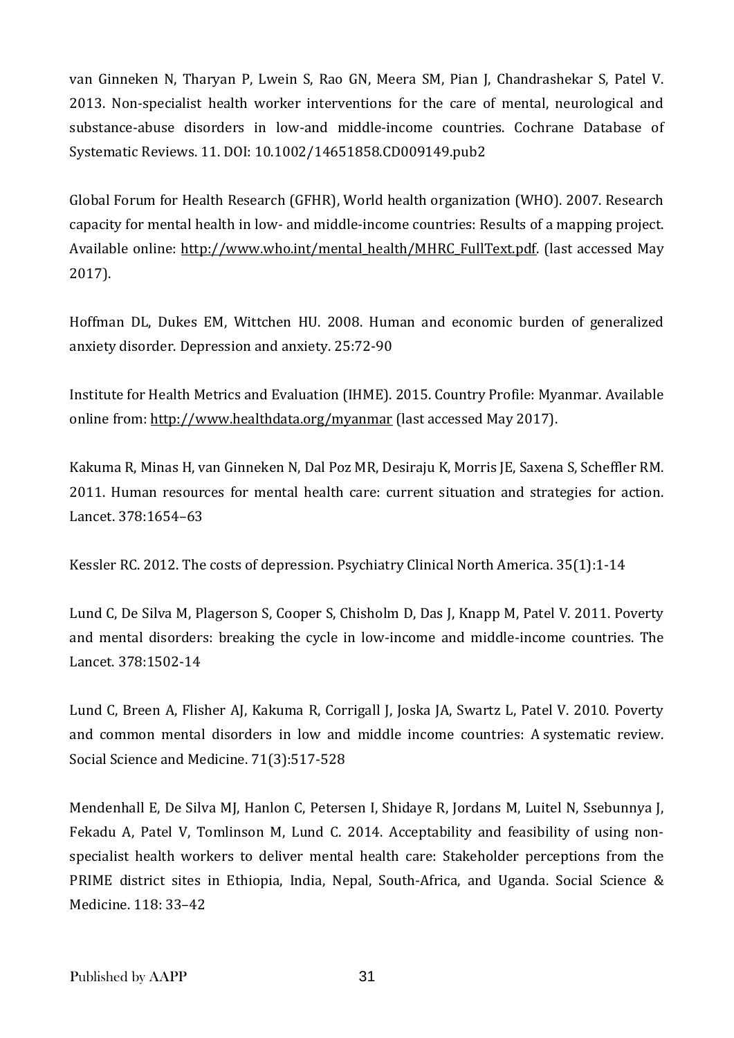van Ginneken N, Tharyan P, Lwein S, Rao GN, Meera SM, Pian J, Chandrashekar S, Patel V. 2013. Non-specialist health worker interventions for the care of mental, neurological and substance-abuse disorders in low-and middle-income countries. Cochrane Database of Systematic Reviews. 11. DOI: 10.1002/14651858.CD009149.pub2

Global Forum for Health Research (GFHR), World health organization (WHO). 2007. Research capacity for mental health in low- and middle-income countries: Results of a mapping project. Available online: http://www.who.int/mental_health/MHRC_FullText.pdf. (last accessed May 2017).

Hoffman DL, Dukes EM, Wittchen HU. 2008. Human and economic burden of generalized anxiety disorder. Depression and anxiety. 25:72-90

Institute for Health Metrics and Evaluation (IHME). 2015. Country Profile: Myanmar. Available online from: http://www.healthdata.org/myanmar (last accessed May 2017).

Kakuma R, Minas H, van Ginneken N, Dal Poz MR, Desiraju K, Morris JE, Saxena S, Scheffler RM. 2011. Human resources for mental health care: current situation and strategies for action. Lancet. 378:1654–63

Kessler RC. 2012. The costs of depression. Psychiatry Clinical North America. 35(1):1-14

Lund C, De Silva M, Plagerson S, Cooper S, Chisholm D, Das J, Knapp M, Patel V. 2011. Poverty and mental disorders: breaking the cycle in low-income and middle-income countries. The Lancet. 378:1502-14

Lund C, Breen A, Flisher AJ, Kakuma R, Corrigall J, Joska JA, Swartz L, Patel V. 2010. Poverty and common mental disorders in low and middle income countries: A systematic review. Social Science and Medicine. 71(3):517-528

Mendenhall E, De Silva MJ, Hanlon C, Petersen I, Shidaye R, Jordans M, Luitel N, Ssebunnya J, Fekadu A, Patel V, Tomlinson M, Lund C. 2014. Acceptability and feasibility of using non-specialist health workers to deliver mental health care: Stakeholder perceptions from the PRIME district sites in Ethiopia, India, Nepal, South-Africa, and Uganda. Social Science & Medicine. 118: 33–42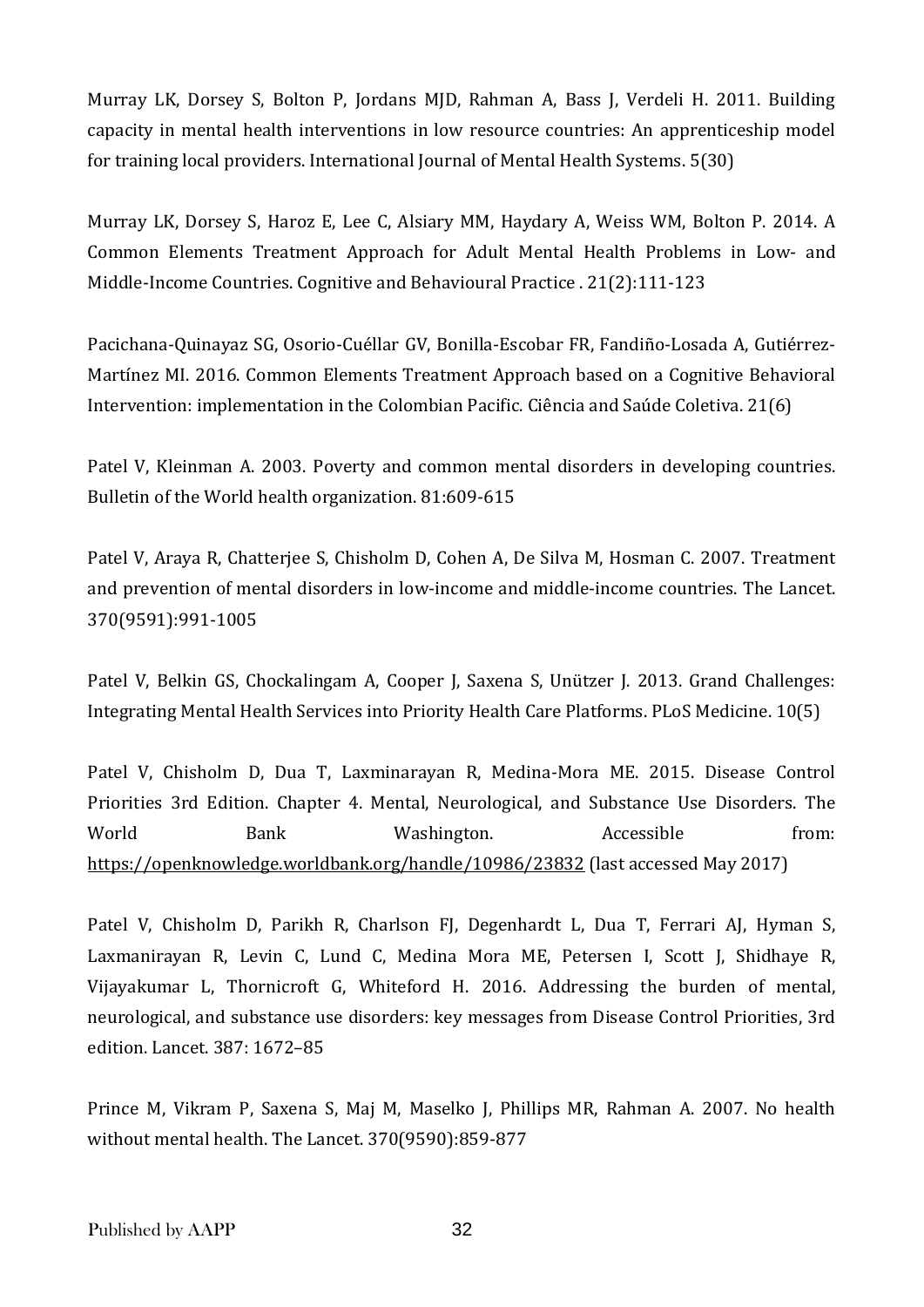Murray LK, Dorsey S, Bolton P, Jordans MJD, Rahman A, Bass J, Verdeli H. 2011. Building capacity in mental health interventions in low resource countries: An apprenticeship model for training local providers. International Journal of Mental Health Systems. 5(30)

Murray LK, Dorsey S, Haroz E, Lee C, Alsiary MM, Haydary A, Weiss WM, Bolton P. 2014. A Common Elements Treatment Approach for Adult Mental Health Problems in Low- and Middle-Income Countries. Cognitive and Behavioural Practice . 21(2):111-123

Pacichana-Quinayaz SG, Osorio-Cuéllar GV, Bonilla-Escobar FR, Fandiño-Losada A, Gutiérrez-Martínez MI. 2016. Common Elements Treatment Approach based on a Cognitive Behavioral Intervention: implementation in the Colombian Pacific. Ciência and Saúde Coletiva. 21(6)

Patel V, Kleinman A. 2003. Poverty and common mental disorders in developing countries. Bulletin of the World health organization. 81:609-615

Patel V, Araya R, Chatterjee S, Chisholm D, Cohen A, De Silva M, Hosman C. 2007. Treatment and prevention of mental disorders in low-income and middle-income countries. The Lancet. 370(9591):991-1005

Patel V, Belkin GS, Chockalingam A, Cooper J, Saxena S, Unützer J. 2013. Grand Challenges: Integrating Mental Health Services into Priority Health Care Platforms. PLoS Medicine. 10(5)

Patel V, Chisholm D, Dua T, Laxminarayan R, Medina-Mora ME. 2015. Disease Control Priorities 3rd Edition. Chapter 4. Mental, Neurological, and Substance Use Disorders. The World Bank Washington. Accessible from: https://openknowledge.worldbank.org/handle/10986/23832 (last accessed May 2017)

Patel V, Chisholm D, Parikh R, Charlson FJ, Degenhardt L, Dua T, Ferrari AJ, Hyman S, Laxmanirayan R, Levin C, Lund C, Medina Mora ME, Petersen I, Scott J, Shidhaye R, Vijayakumar L, Thornicroft G, Whiteford H. 2016. Addressing the burden of mental, neurological, and substance use disorders: key messages from Disease Control Priorities, 3rd edition. Lancet. 387: 1672–85

Prince M, Vikram P, Saxena S, Maj M, Maselko J, Phillips MR, Rahman A. 2007. No health without mental health. The Lancet. 370(9590):859-877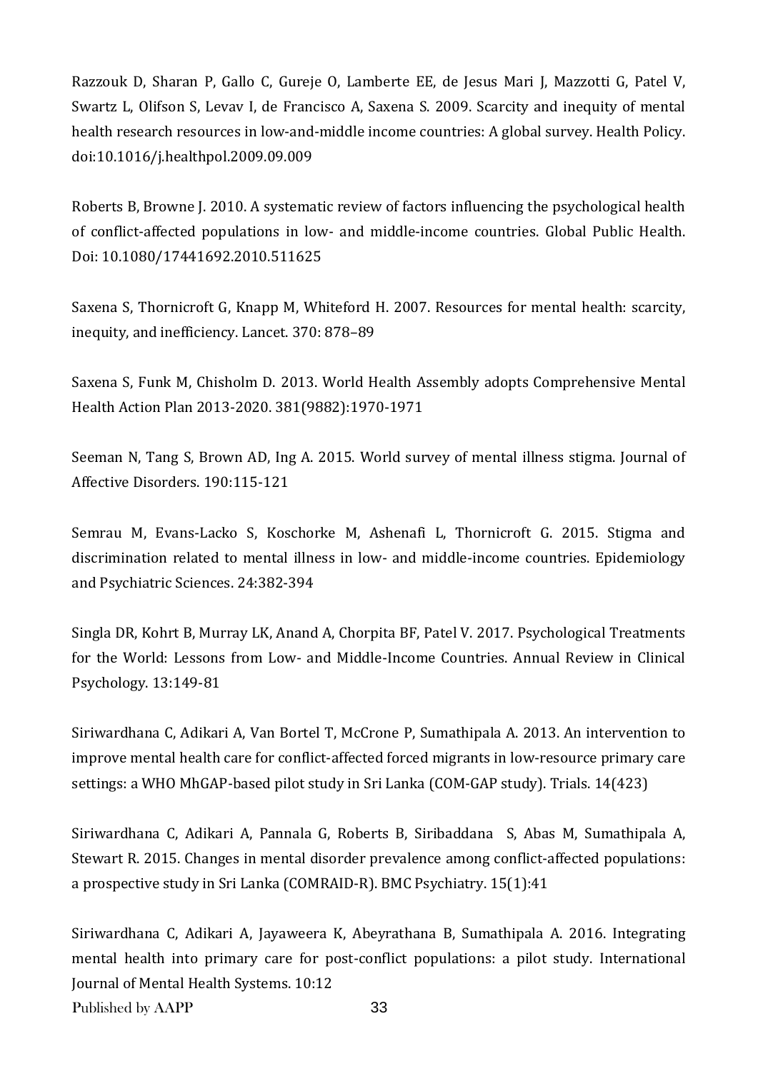Razzouk D, Sharan P, Gallo C, Gureje O, Lamberte EE, de Jesus Mari J, Mazzotti G, Patel V, Swartz L, Olifson S, Levav I, de Francisco A, Saxena S. 2009. Scarcity and inequity of mental health research resources in low-and-middle income countries: A global survey. Health Policy. doi:10.1016/j.healthpol.2009.09.009

Roberts B, Browne J. 2010. A systematic review of factors influencing the psychological health of conflict-affected populations in low- and middle-income countries. Global Public Health. Doi: 10.1080/17441692.2010.511625

Saxena S, Thornicroft G, Knapp M, Whiteford H. 2007. Resources for mental health: scarcity, inequity, and inefficiency. Lancet. 370: 878–89

Saxena S, Funk M, Chisholm D. 2013. World Health Assembly adopts Comprehensive Mental Health Action Plan 2013-2020. 381(9882):1970-1971

Seeman N, Tang S, Brown AD, Ing A. 2015. World survey of mental illness stigma. Journal of Affective Disorders. 190:115-121

Semrau M, Evans-Lacko S, Koschorke M, Ashenafi L, Thornicroft G. 2015. Stigma and discrimination related to mental illness in low- and middle-income countries. Epidemiology and Psychiatric Sciences. 24:382-394

Singla DR, Kohrt B, Murray LK, Anand A, Chorpita BF, Patel V. 2017. Psychological Treatments for the World: Lessons from Low- and Middle-Income Countries. Annual Review in Clinical Psychology. 13:149-81

Siriwardhana C, Adikari A, Van Bortel T, McCrone P, Sumathipala A. 2013. An intervention to improve mental health care for conflict-affected forced migrants in low-resource primary care settings: a WHO MhGAP-based pilot study in Sri Lanka (COM-GAP study). Trials. 14(423)

Siriwardhana C, Adikari A, Pannala G, Roberts B, Siribaddana S, Abas M, Sumathipala A, Stewart R. 2015. Changes in mental disorder prevalence among conflict-affected populations: a prospective study in Sri Lanka (COMRAID-R). BMC Psychiatry. 15(1):41

Siriwardhana C, Adikari A, Jayaweera K, Abeyrathana B, Sumathipala A. 2016. Integrating mental health into primary care for post-conflict populations: a pilot study. International Journal of Mental Health Systems. 10:12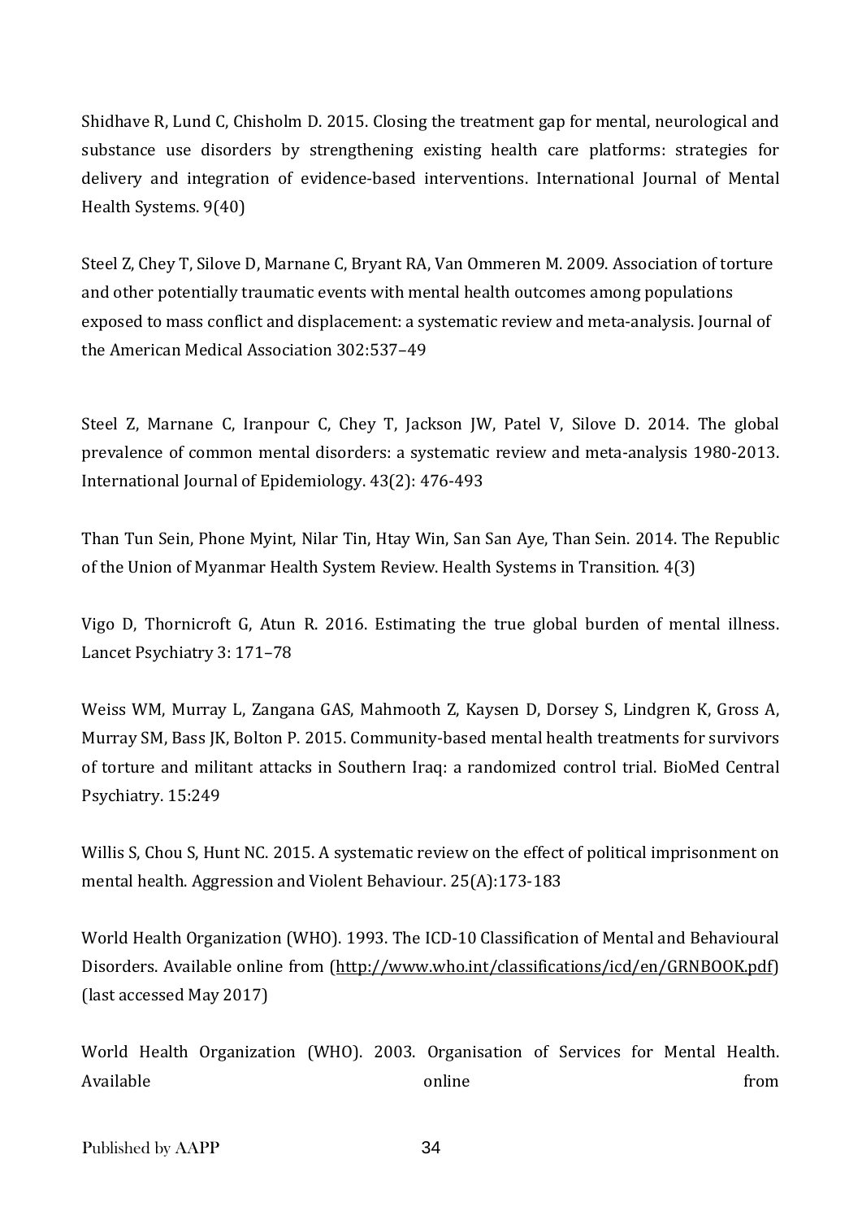Shidhave R, Lund C, Chisholm D. 2015. Closing the treatment gap for mental, neurological and substance use disorders by strengthening existing health care platforms: strategies for delivery and integration of evidence-based interventions. International Journal of Mental Health Systems. 9(40)

Steel Z, Chey T, Silove D, Marnane C, Bryant RA, Van Ommeren M. 2009. Association of torture and other potentially traumatic events with mental health outcomes among populations exposed to mass conflict and displacement: a systematic review and meta-analysis. Journal of the American Medical Association 302:537–49

Steel Z, Marnane C, Iranpour C, Chey T, Jackson JW, Patel V, Silove D. 2014. The global prevalence of common mental disorders: a systematic review and meta-analysis 1980-2013. International Journal of Epidemiology. 43(2): 476-493

Than Tun Sein, Phone Myint, Nilar Tin, Htay Win, San San Aye, Than Sein. 2014. The Republic of the Union of Myanmar Health System Review. Health Systems in Transition. 4(3)

Vigo D, Thornicroft G, Atun R. 2016. Estimating the true global burden of mental illness. Lancet Psychiatry 3: 171–78

Weiss WM, Murray L, Zangana GAS, Mahmooth Z, Kaysen D, Dorsey S, Lindgren K, Gross A, Murray SM, Bass JK, Bolton P. 2015. Community-based mental health treatments for survivors of torture and militant attacks in Southern Iraq: a randomized control trial. BioMed Central Psychiatry. 15:249

Willis S, Chou S, Hunt NC. 2015. A systematic review on the effect of political imprisonment on mental health. Aggression and Violent Behaviour. 25(A):173-183

World Health Organization (WHO). 1993. The ICD-10 Classification of Mental and Behavioural Disorders. Available online from (http://www.who.int/classifications/icd/en/GRNBOOK.pdf) (last accessed May 2017)

World Health Organization (WHO). 2003. Organisation of Services for Mental Health. Available online from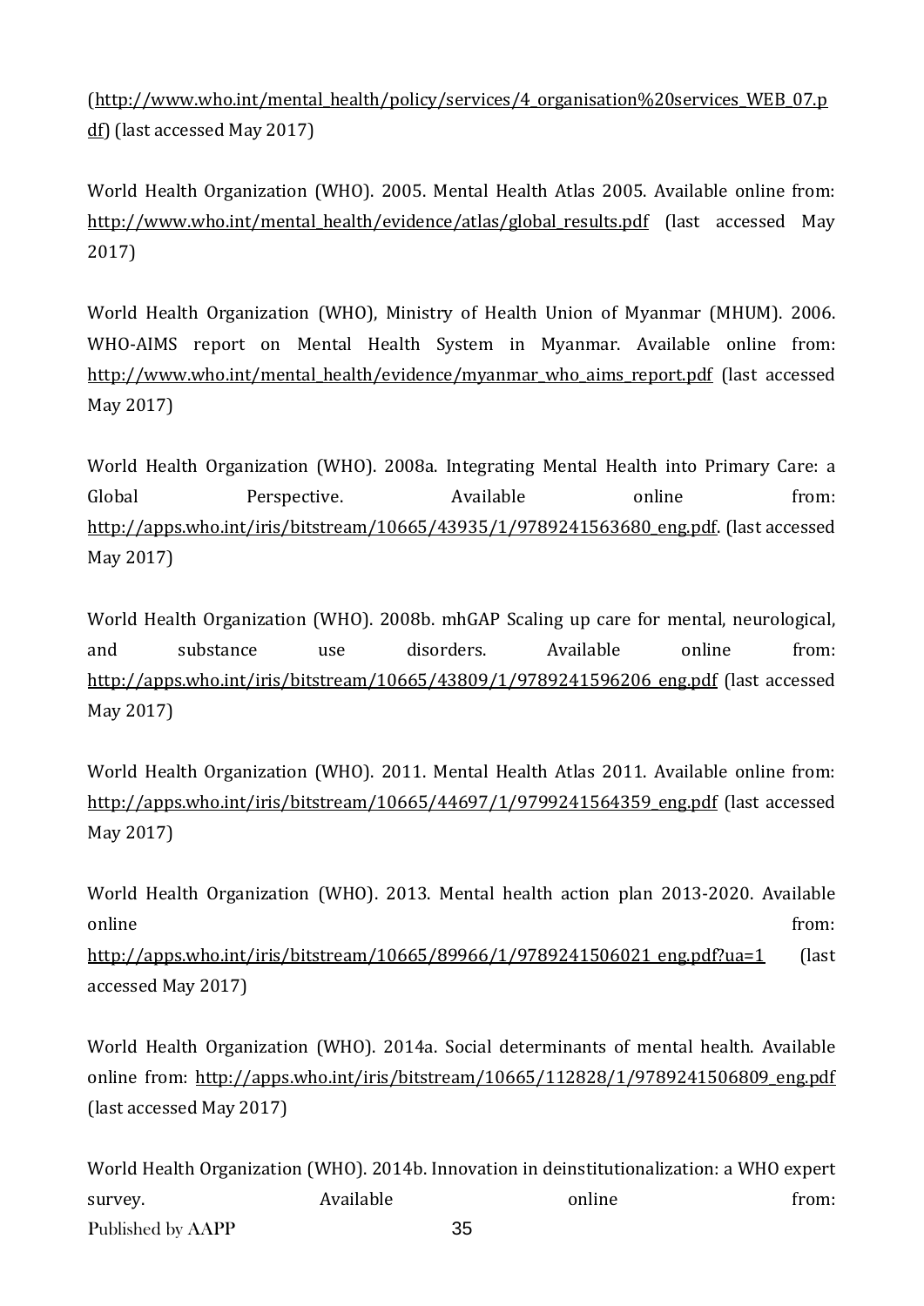(http://www.who.int/mental_health/policy/services/4_organisation%20services_WEB_07.pdf) (last accessed May 2017)

World Health Organization (WHO). 2005. Mental Health Atlas 2005. Available online from: http://www.who.int/mental_health/evidence/atlas/global_results.pdf (last accessed May 2017)

World Health Organization (WHO), Ministry of Health Union of Myanmar (MHUM). 2006. WHO-AIMS report on Mental Health System in Myanmar. Available online from: http://www.who.int/mental_health/evidence/myanmar_who_aims_report.pdf (last accessed May 2017)

World Health Organization (WHO). 2008a. Integrating Mental Health into Primary Care: a Global Perspective. Available online from: http://apps.who.int/iris/bitstream/10665/43935/1/9789241563680_eng.pdf. (last accessed May 2017)

World Health Organization (WHO). 2008b. mhGAP Scaling up care for mental, neurological, and substance use disorders. Available online from: http://apps.who.int/iris/bitstream/10665/43809/1/9789241596206_eng.pdf (last accessed May 2017)

World Health Organization (WHO). 2011. Mental Health Atlas 2011. Available online from: http://apps.who.int/iris/bitstream/10665/44697/1/9799241564359_eng.pdf (last accessed May 2017)

World Health Organization (WHO). 2013. Mental health action plan 2013-2020. Available online from: http://apps.who.int/iris/bitstream/10665/89966/1/9789241506021_eng.pdf?ua=1 (last accessed May 2017)

World Health Organization (WHO). 2014a. Social determinants of mental health. Available online from: http://apps.who.int/iris/bitstream/10665/112828/1/9789241506809_eng.pdf (last accessed May 2017)

World Health Organization (WHO). 2014b. Innovation in deinstitutionalization: a WHO expert survey. Available online from: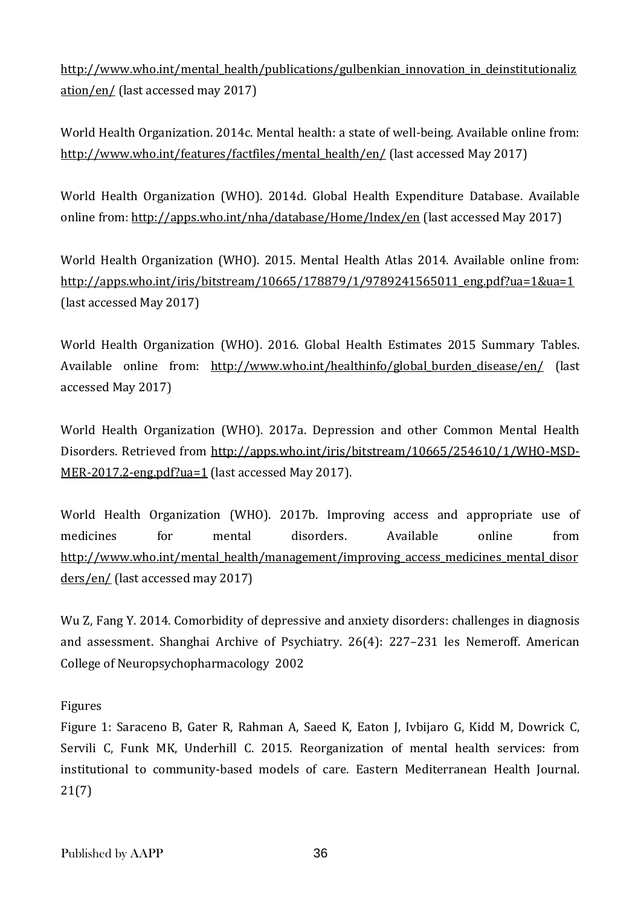http://www.who.int/mental_health/publications/gulbenkian_innovation_in_deinstitutionalization/en/ (last accessed may 2017)

World Health Organization. 2014c. Mental health: a state of well-being. Available online from: http://www.who.int/features/factfiles/mental_health/en/ (last accessed May 2017)

World Health Organization (WHO). 2014d. Global Health Expenditure Database. Available online from: http://apps.who.int/nha/database/Home/Index/en (last accessed May 2017)

World Health Organization (WHO). 2015. Mental Health Atlas 2014. Available online from: http://apps.who.int/iris/bitstream/10665/178879/1/9789241565011_eng.pdf?ua=1&ua=1 (last accessed May 2017)

World Health Organization (WHO). 2016. Global Health Estimates 2015 Summary Tables. Available online from: http://www.who.int/healthinfo/global_burden_disease/en/ (last accessed May 2017)

World Health Organization (WHO). 2017a. Depression and other Common Mental Health Disorders. Retrieved from http://apps.who.int/iris/bitstream/10665/254610/1/WHO-MSD-MER-2017.2-eng.pdf?ua=1 (last accessed May 2017).

World Health Organization (WHO). 2017b. Improving access and appropriate use of medicines for mental disorders. Available online from http://www.who.int/mental_health/management/improving_access_medicines_mental_disorders/en/ (last accessed may 2017)

Wu Z, Fang Y. 2014. Comorbidity of depressive and anxiety disorders: challenges in diagnosis and assessment. Shanghai Archive of Psychiatry. 26(4): 227–231 les Nemeroff. American College of Neuropsychopharmacology 2002

Figures

Figure 1: Saraceno B, Gater R, Rahman A, Saeed K, Eaton J, Ivbijaro G, Kidd M, Dowrick C, Servili C, Funk MK, Underhill C. 2015. Reorganization of mental health services: from institutional to community-based models of care. Eastern Mediterranean Health Journal. 21(7)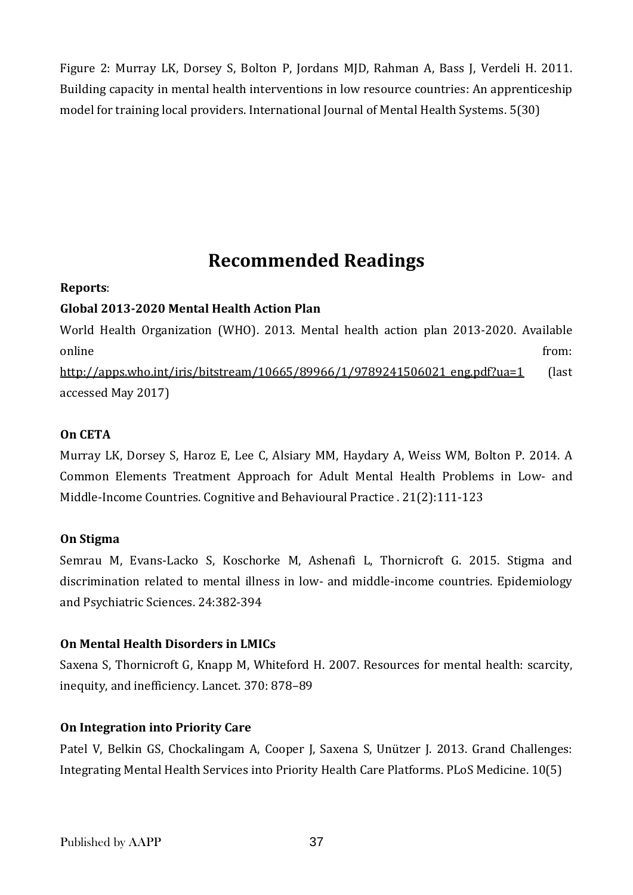Figure 2: Murray LK, Dorsey S, Bolton P, Jordans MJD, Rahman A, Bass J, Verdeli H. 2011. Building capacity in mental health interventions in low resource countries: An apprenticeship model for training local providers. International Journal of Mental Health Systems. 5(30)

# Recommended Readings

**Reports**:

**Global 2013-2020 Mental Health Action Plan**

World Health Organization (WHO). 2013. Mental health action plan 2013-2020. Available online from: http://apps.who.int/iris/bitstream/10665/89966/1/9789241506021_eng.pdf?ua=1 (last accessed May 2017)

**On CETA**

Murray LK, Dorsey S, Haroz E, Lee C, Alsiary MM, Haydary A, Weiss WM, Bolton P. 2014. A Common Elements Treatment Approach for Adult Mental Health Problems in Low- and Middle-Income Countries. Cognitive and Behavioural Practice . 21(2):111-123

**On Stigma**

Semrau M, Evans-Lacko S, Koschorke M, Ashenafi L, Thornicroft G. 2015. Stigma and discrimination related to mental illness in low- and middle-income countries. Epidemiology and Psychiatric Sciences. 24:382-394

**On Mental Health Disorders in LMICs**

Saxena S, Thornicroft G, Knapp M, Whiteford H. 2007. Resources for mental health: scarcity, inequity, and inefficiency. Lancet. 370: 878–89

**On Integration into Priority Care**

Patel V, Belkin GS, Chockalingam A, Cooper J, Saxena S, Unützer J. 2013. Grand Challenges: Integrating Mental Health Services into Priority Health Care Platforms. PLoS Medicine. 10(5)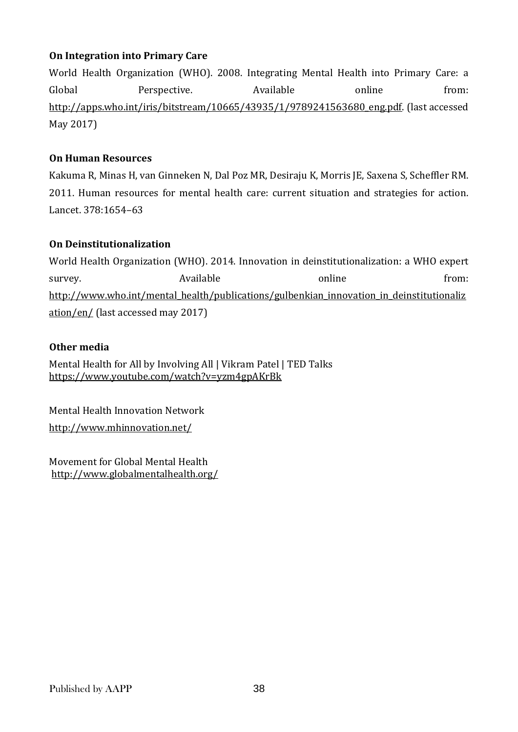**On Integration into Primary Care**

World Health Organization (WHO). 2008. Integrating Mental Health into Primary Care: a Global Perspective. Available online from: http://apps.who.int/iris/bitstream/10665/43935/1/9789241563680_eng.pdf. (last accessed May 2017)

**On Human Resources**

Kakuma R, Minas H, van Ginneken N, Dal Poz MR, Desiraju K, Morris JE, Saxena S, Scheffler RM. 2011. Human resources for mental health care: current situation and strategies for action. Lancet. 378:1654–63

**On Deinstitutionalization**

World Health Organization (WHO). 2014. Innovation in deinstitutionalization: a WHO expert survey. Available online from: http://www.who.int/mental_health/publications/gulbenkian_innovation_in_deinstitutionalization/en/ (last accessed may 2017)

**Other media**

Mental Health for All by Involving All | Vikram Patel | TED Talks
https://www.youtube.com/watch?v=yzm4gpAKrBk

Mental Health Innovation Network
http://www.mhinnovation.net/

Movement for Global Mental Health
http://www.globalmentalhealth.org/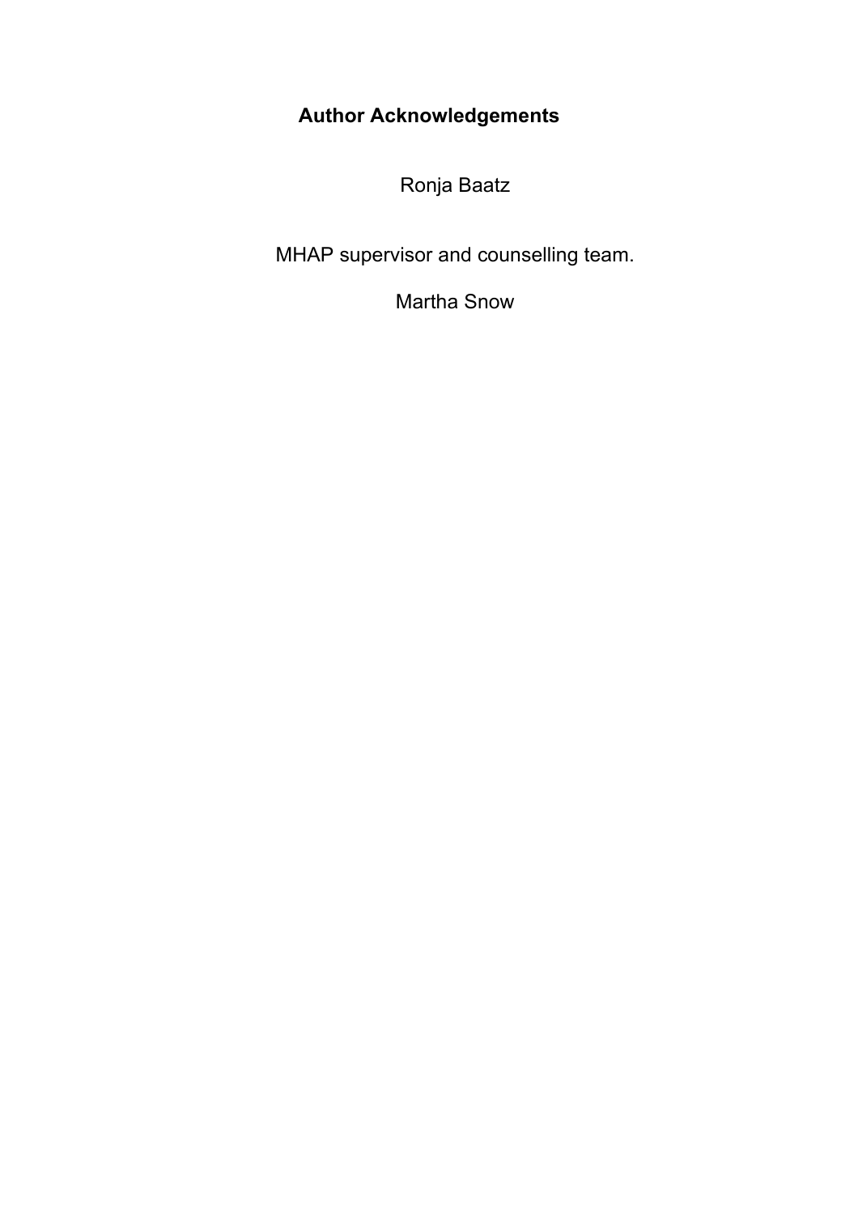**Author Acknowledgements**

Ronja Baatz

MHAP supervisor and counselling team.

Martha Snow